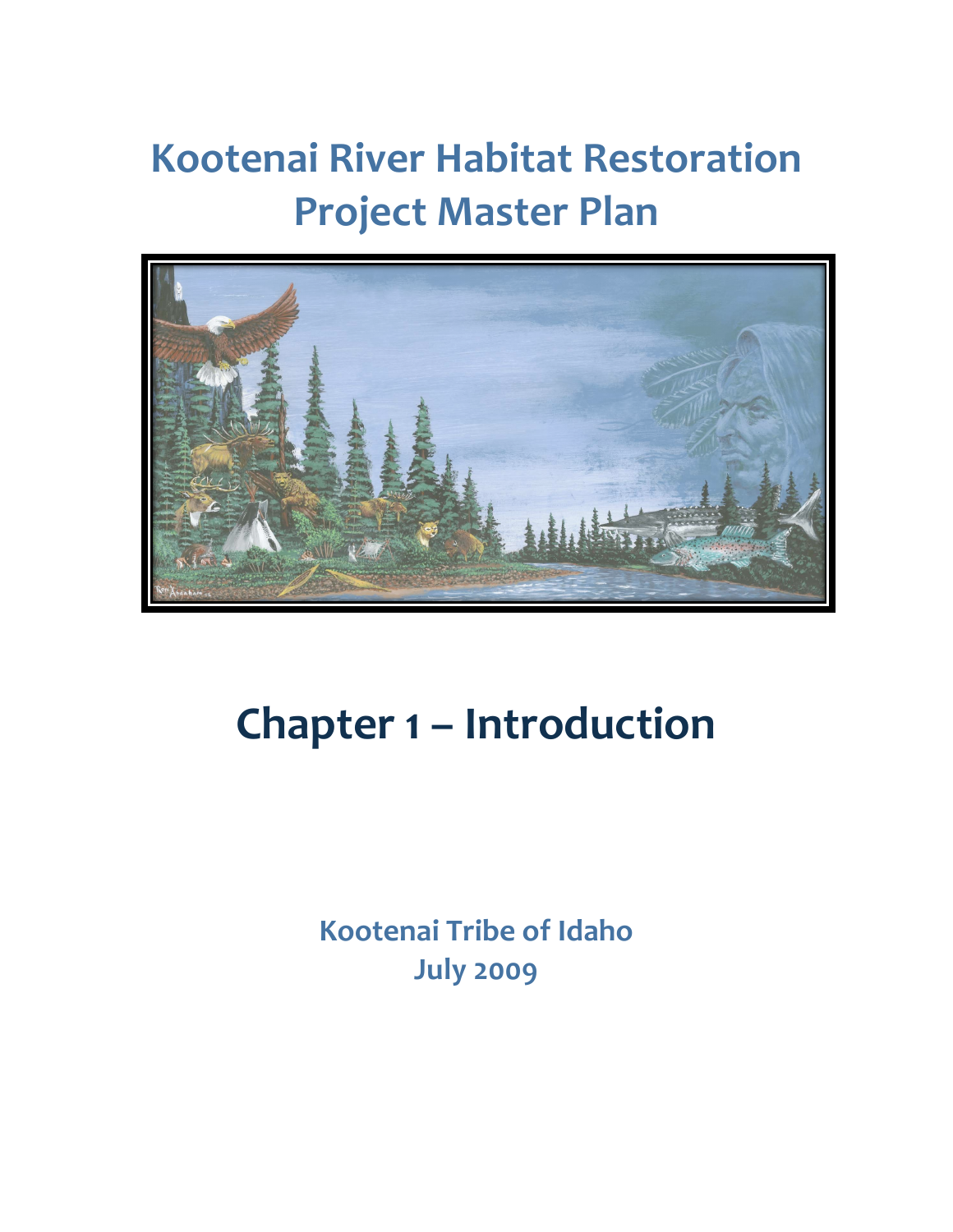# Kootenai River Habitat Restoration Project Master Plan

# Chapter 1 – Introduction

**Kootenai Tribe of Idaho**
**July 2009**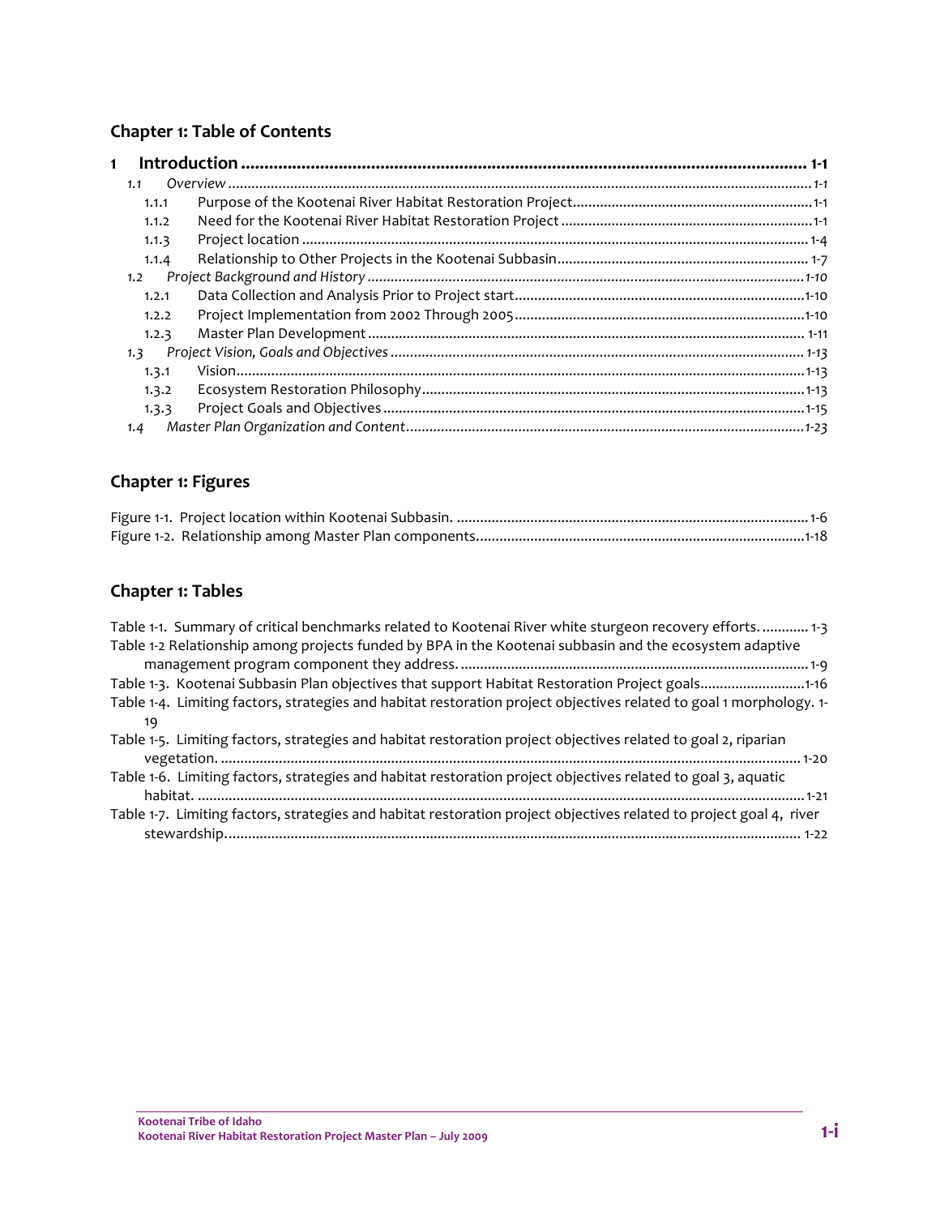## Chapter 1: Table of Contents

**1 Introduction ........................................................ 1-1**

- *1.1 Overview ........................................................ 1-1*
  - 1.1.1 Purpose of the Kootenai River Habitat Restoration Project ........................................................ 1-1
  - 1.1.2 Need for the Kootenai River Habitat Restoration Project ........................................................ 1-1
  - 1.1.3 Project location ........................................................ 1-4
  - 1.1.4 Relationship to Other Projects in the Kootenai Subbasin ........................................................ 1-7
- *1.2 Project Background and History ........................................................ 1-10*
  - 1.2.1 Data Collection and Analysis Prior to Project start ........................................................ 1-10
  - 1.2.2 Project Implementation from 2002 Through 2005 ........................................................ 1-10
  - 1.2.3 Master Plan Development ........................................................ 1-11
- *1.3 Project Vision, Goals and Objectives ........................................................ 1-13*
  - 1.3.1 Vision ........................................................ 1-13
  - 1.3.2 Ecosystem Restoration Philosophy ........................................................ 1-13
  - 1.3.3 Project Goals and Objectives ........................................................ 1-15
- *1.4 Master Plan Organization and Content ........................................................ 1-23*

## Chapter 1: Figures

Figure 1-1. Project location within Kootenai Subbasin. ........................................................ 1-6

Figure 1-2. Relationship among Master Plan components ........................................................ 1-18

## Chapter 1: Tables

Table 1-1. Summary of critical benchmarks related to Kootenai River white sturgeon recovery efforts. ........................................................ 1-3

Table 1-2 Relationship among projects funded by BPA in the Kootenai subbasin and the ecosystem adaptive management program component they address. ........................................................ 1-9

Table 1-3. Kootenai Subbasin Plan objectives that support Habitat Restoration Project goals ........................................................ 1-16

Table 1-4. Limiting factors, strategies and habitat restoration project objectives related to goal 1 morphology. 1-19

Table 1-5. Limiting factors, strategies and habitat restoration project objectives related to goal 2, riparian vegetation. ........................................................ 1-20

Table 1-6. Limiting factors, strategies and habitat restoration project objectives related to goal 3, aquatic habitat. ........................................................ 1-21

Table 1-7. Limiting factors, strategies and habitat restoration project objectives related to project goal 4, river stewardship. ........................................................ 1-22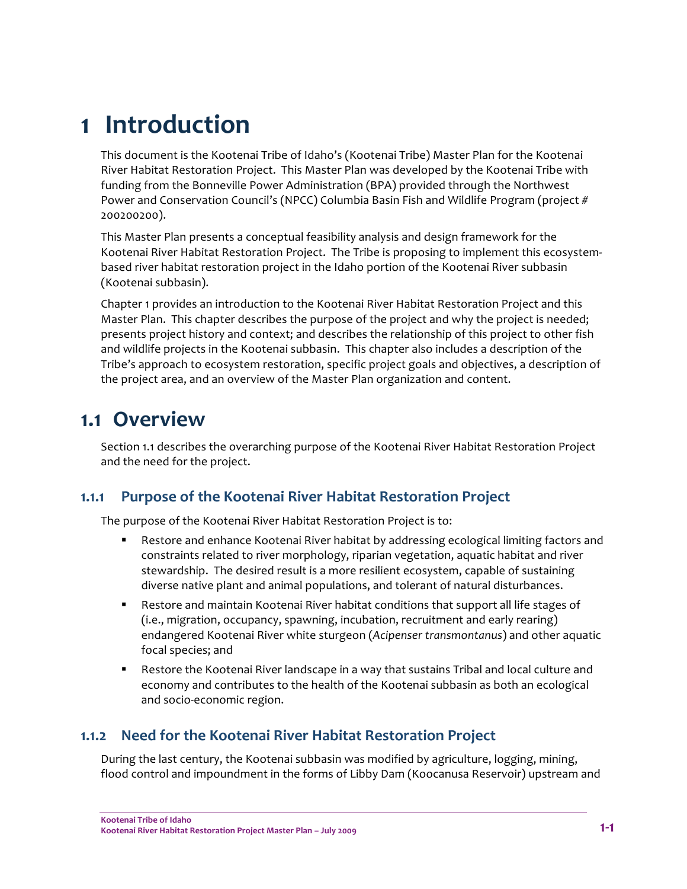# 1 Introduction

This document is the Kootenai Tribe of Idaho's (Kootenai Tribe) Master Plan for the Kootenai River Habitat Restoration Project. This Master Plan was developed by the Kootenai Tribe with funding from the Bonneville Power Administration (BPA) provided through the Northwest Power and Conservation Council's (NPCC) Columbia Basin Fish and Wildlife Program (project # 200200200).

This Master Plan presents a conceptual feasibility analysis and design framework for the Kootenai River Habitat Restoration Project. The Tribe is proposing to implement this ecosystem-based river habitat restoration project in the Idaho portion of the Kootenai River subbasin (Kootenai subbasin).

Chapter 1 provides an introduction to the Kootenai River Habitat Restoration Project and this Master Plan. This chapter describes the purpose of the project and why the project is needed; presents project history and context; and describes the relationship of this project to other fish and wildlife projects in the Kootenai subbasin. This chapter also includes a description of the Tribe's approach to ecosystem restoration, specific project goals and objectives, a description of the project area, and an overview of the Master Plan organization and content.

## 1.1 Overview

Section 1.1 describes the overarching purpose of the Kootenai River Habitat Restoration Project and the need for the project.

### 1.1.1 Purpose of the Kootenai River Habitat Restoration Project

The purpose of the Kootenai River Habitat Restoration Project is to:

- Restore and enhance Kootenai River habitat by addressing ecological limiting factors and constraints related to river morphology, riparian vegetation, aquatic habitat and river stewardship. The desired result is a more resilient ecosystem, capable of sustaining diverse native plant and animal populations, and tolerant of natural disturbances.
- Restore and maintain Kootenai River habitat conditions that support all life stages of (i.e., migration, occupancy, spawning, incubation, recruitment and early rearing) endangered Kootenai River white sturgeon (*Acipenser transmontanus*) and other aquatic focal species; and
- Restore the Kootenai River landscape in a way that sustains Tribal and local culture and economy and contributes to the health of the Kootenai subbasin as both an ecological and socio-economic region.

### 1.1.2 Need for the Kootenai River Habitat Restoration Project

During the last century, the Kootenai subbasin was modified by agriculture, logging, mining, flood control and impoundment in the forms of Libby Dam (Koocanusa Reservoir) upstream and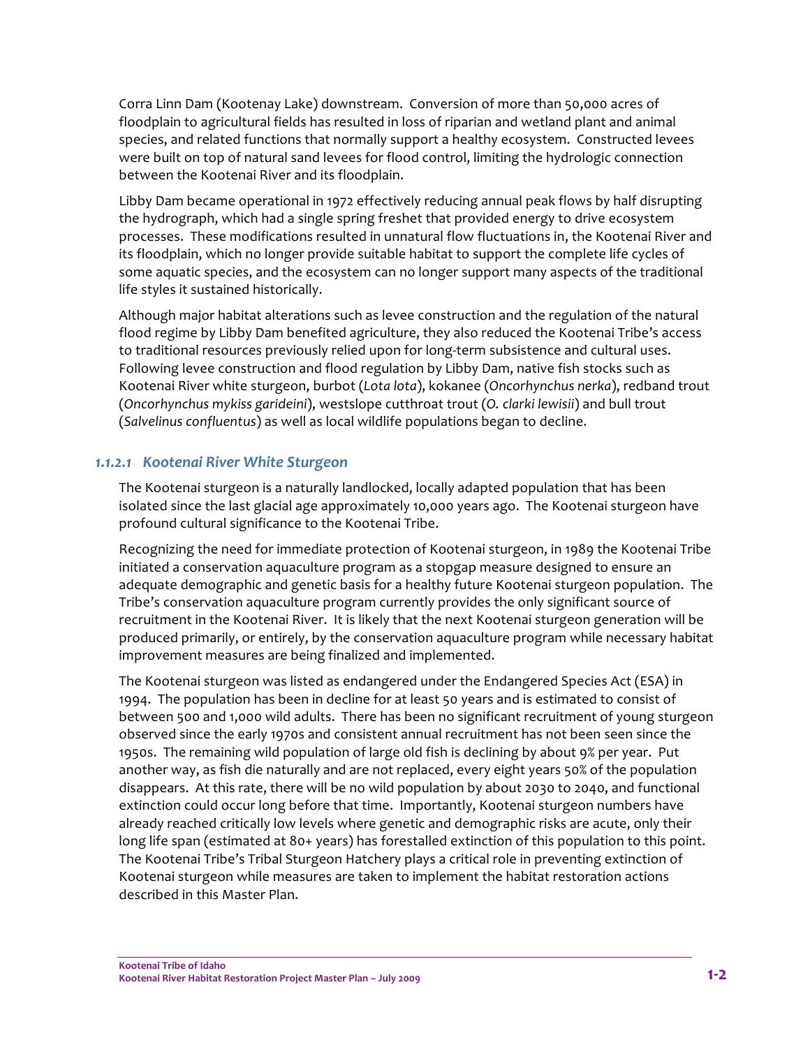Corra Linn Dam (Kootenay Lake) downstream. Conversion of more than 50,000 acres of floodplain to agricultural fields has resulted in loss of riparian and wetland plant and animal species, and related functions that normally support a healthy ecosystem. Constructed levees were built on top of natural sand levees for flood control, limiting the hydrologic connection between the Kootenai River and its floodplain.

Libby Dam became operational in 1972 effectively reducing annual peak flows by half disrupting the hydrograph, which had a single spring freshet that provided energy to drive ecosystem processes. These modifications resulted in unnatural flow fluctuations in, the Kootenai River and its floodplain, which no longer provide suitable habitat to support the complete life cycles of some aquatic species, and the ecosystem can no longer support many aspects of the traditional life styles it sustained historically.

Although major habitat alterations such as levee construction and the regulation of the natural flood regime by Libby Dam benefited agriculture, they also reduced the Kootenai Tribe's access to traditional resources previously relied upon for long-term subsistence and cultural uses. Following levee construction and flood regulation by Libby Dam, native fish stocks such as Kootenai River white sturgeon, burbot (*Lota lota*), kokanee (*Oncorhynchus nerka*), redband trout (*Oncorhynchus mykiss garideini*), westslope cutthroat trout (*O. clarki lewisii*) and bull trout (*Salvelinus confluentus*) as well as local wildlife populations began to decline.

#### *1.1.2.1 Kootenai River White Sturgeon*

The Kootenai sturgeon is a naturally landlocked, locally adapted population that has been isolated since the last glacial age approximately 10,000 years ago. The Kootenai sturgeon have profound cultural significance to the Kootenai Tribe.

Recognizing the need for immediate protection of Kootenai sturgeon, in 1989 the Kootenai Tribe initiated a conservation aquaculture program as a stopgap measure designed to ensure an adequate demographic and genetic basis for a healthy future Kootenai sturgeon population. The Tribe's conservation aquaculture program currently provides the only significant source of recruitment in the Kootenai River. It is likely that the next Kootenai sturgeon generation will be produced primarily, or entirely, by the conservation aquaculture program while necessary habitat improvement measures are being finalized and implemented.

The Kootenai sturgeon was listed as endangered under the Endangered Species Act (ESA) in 1994. The population has been in decline for at least 50 years and is estimated to consist of between 500 and 1,000 wild adults. There has been no significant recruitment of young sturgeon observed since the early 1970s and consistent annual recruitment has not been seen since the 1950s. The remaining wild population of large old fish is declining by about 9% per year. Put another way, as fish die naturally and are not replaced, every eight years 50% of the population disappears. At this rate, there will be no wild population by about 2030 to 2040, and functional extinction could occur long before that time. Importantly, Kootenai sturgeon numbers have already reached critically low levels where genetic and demographic risks are acute, only their long life span (estimated at 80+ years) has forestalled extinction of this population to this point. The Kootenai Tribe's Tribal Sturgeon Hatchery plays a critical role in preventing extinction of Kootenai sturgeon while measures are taken to implement the habitat restoration actions described in this Master Plan.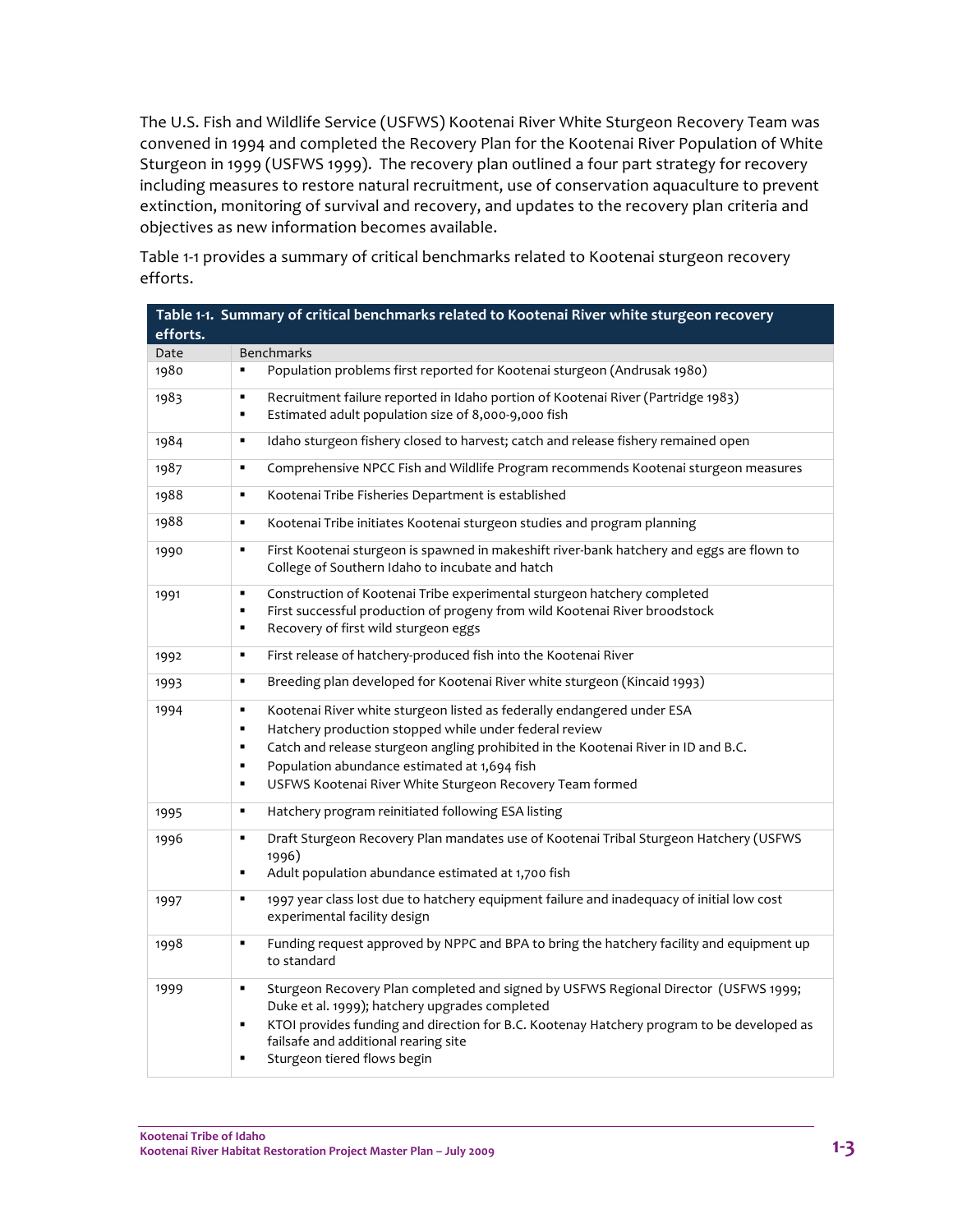The U.S. Fish and Wildlife Service (USFWS) Kootenai River White Sturgeon Recovery Team was convened in 1994 and completed the Recovery Plan for the Kootenai River Population of White Sturgeon in 1999 (USFWS 1999). The recovery plan outlined a four part strategy for recovery including measures to restore natural recruitment, use of conservation aquaculture to prevent extinction, monitoring of survival and recovery, and updates to the recovery plan criteria and objectives as new information becomes available.

Table 1-1 provides a summary of critical benchmarks related to Kootenai sturgeon recovery efforts.

**Table 1-1. Summary of critical benchmarks related to Kootenai River white sturgeon recovery efforts.**

| Date | Benchmarks |
|---|---|
| 1980 | ▪ Population problems first reported for Kootenai sturgeon (Andrusak 1980) |
| 1983 | ▪ Recruitment failure reported in Idaho portion of Kootenai River (Partridge 1983)<br>▪ Estimated adult population size of 8,000-9,000 fish |
| 1984 | ▪ Idaho sturgeon fishery closed to harvest; catch and release fishery remained open |
| 1987 | ▪ Comprehensive NPCC Fish and Wildlife Program recommends Kootenai sturgeon measures |
| 1988 | ▪ Kootenai Tribe Fisheries Department is established |
| 1988 | ▪ Kootenai Tribe initiates Kootenai sturgeon studies and program planning |
| 1990 | ▪ First Kootenai sturgeon is spawned in makeshift river-bank hatchery and eggs are flown to College of Southern Idaho to incubate and hatch |
| 1991 | ▪ Construction of Kootenai Tribe experimental sturgeon hatchery completed<br>▪ First successful production of progeny from wild Kootenai River broodstock<br>▪ Recovery of first wild sturgeon eggs |
| 1992 | ▪ First release of hatchery-produced fish into the Kootenai River |
| 1993 | ▪ Breeding plan developed for Kootenai River white sturgeon (Kincaid 1993) |
| 1994 | ▪ Kootenai River white sturgeon listed as federally endangered under ESA<br>▪ Hatchery production stopped while under federal review<br>▪ Catch and release sturgeon angling prohibited in the Kootenai River in ID and B.C.<br>▪ Population abundance estimated at 1,694 fish<br>▪ USFWS Kootenai River White Sturgeon Recovery Team formed |
| 1995 | ▪ Hatchery program reinitiated following ESA listing |
| 1996 | ▪ Draft Sturgeon Recovery Plan mandates use of Kootenai Tribal Sturgeon Hatchery (USFWS 1996)<br>▪ Adult population abundance estimated at 1,700 fish |
| 1997 | ▪ 1997 year class lost due to hatchery equipment failure and inadequacy of initial low cost experimental facility design |
| 1998 | ▪ Funding request approved by NPPC and BPA to bring the hatchery facility and equipment up to standard |
| 1999 | ▪ Sturgeon Recovery Plan completed and signed by USFWS Regional Director (USFWS 1999; Duke et al. 1999); hatchery upgrades completed<br>▪ KTOI provides funding and direction for B.C. Kootenay Hatchery program to be developed as failsafe and additional rearing site<br>▪ Sturgeon tiered flows begin |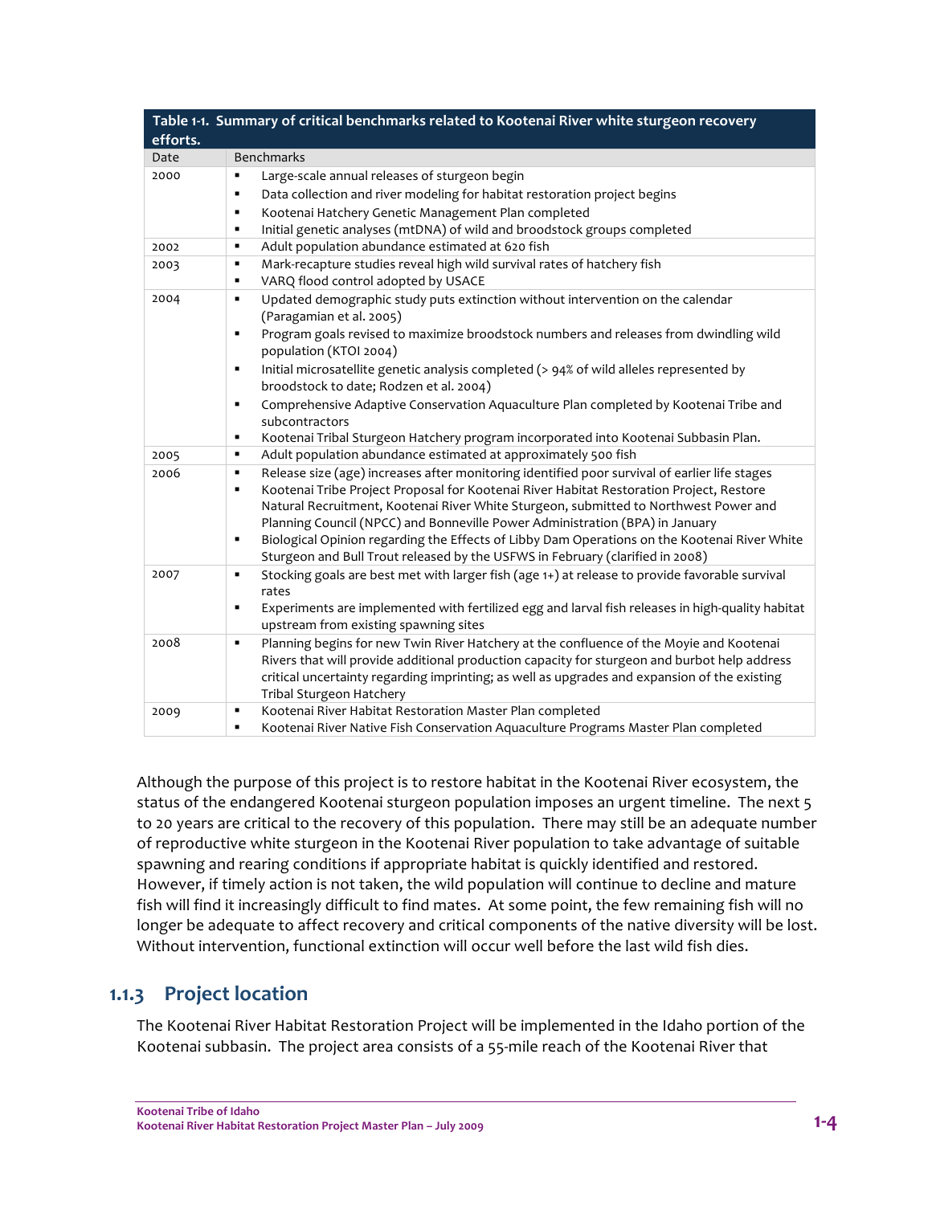**Table 1-1. Summary of critical benchmarks related to Kootenai River white sturgeon recovery efforts.**

| Date | Benchmarks |
|---|---|
| 2000 | ▪ Large-scale annual releases of sturgeon begin<br>▪ Data collection and river modeling for habitat restoration project begins<br>▪ Kootenai Hatchery Genetic Management Plan completed<br>▪ Initial genetic analyses (mtDNA) of wild and broodstock groups completed |
| 2002 | ▪ Adult population abundance estimated at 620 fish |
| 2003 | ▪ Mark-recapture studies reveal high wild survival rates of hatchery fish<br>▪ VARQ flood control adopted by USACE |
| 2004 | ▪ Updated demographic study puts extinction without intervention on the calendar (Paragamian et al. 2005)<br>▪ Program goals revised to maximize broodstock numbers and releases from dwindling wild population (KTOI 2004)<br>▪ Initial microsatellite genetic analysis completed (> 94% of wild alleles represented by broodstock to date; Rodzen et al. 2004)<br>▪ Comprehensive Adaptive Conservation Aquaculture Plan completed by Kootenai Tribe and subcontractors<br>▪ Kootenai Tribal Sturgeon Hatchery program incorporated into Kootenai Subbasin Plan. |
| 2005 | ▪ Adult population abundance estimated at approximately 500 fish |
| 2006 | ▪ Release size (age) increases after monitoring identified poor survival of earlier life stages<br>▪ Kootenai Tribe Project Proposal for Kootenai River Habitat Restoration Project, Restore Natural Recruitment, Kootenai River White Sturgeon, submitted to Northwest Power and Planning Council (NPCC) and Bonneville Power Administration (BPA) in January<br>▪ Biological Opinion regarding the Effects of Libby Dam Operations on the Kootenai River White Sturgeon and Bull Trout released by the USFWS in February (clarified in 2008) |
| 2007 | ▪ Stocking goals are best met with larger fish (age 1+) at release to provide favorable survival rates<br>▪ Experiments are implemented with fertilized egg and larval fish releases in high-quality habitat upstream from existing spawning sites |
| 2008 | ▪ Planning begins for new Twin River Hatchery at the confluence of the Moyie and Kootenai Rivers that will provide additional production capacity for sturgeon and burbot help address critical uncertainty regarding imprinting; as well as upgrades and expansion of the existing Tribal Sturgeon Hatchery |
| 2009 | ▪ Kootenai River Habitat Restoration Master Plan completed<br>▪ Kootenai River Native Fish Conservation Aquaculture Programs Master Plan completed |

Although the purpose of this project is to restore habitat in the Kootenai River ecosystem, the status of the endangered Kootenai sturgeon population imposes an urgent timeline. The next 5 to 20 years are critical to the recovery of this population. There may still be an adequate number of reproductive white sturgeon in the Kootenai River population to take advantage of suitable spawning and rearing conditions if appropriate habitat is quickly identified and restored. However, if timely action is not taken, the wild population will continue to decline and mature fish will find it increasingly difficult to find mates. At some point, the few remaining fish will no longer be adequate to affect recovery and critical components of the native diversity will be lost. Without intervention, functional extinction will occur well before the last wild fish dies.

### 1.1.3 Project location

The Kootenai River Habitat Restoration Project will be implemented in the Idaho portion of the Kootenai subbasin. The project area consists of a 55-mile reach of the Kootenai River that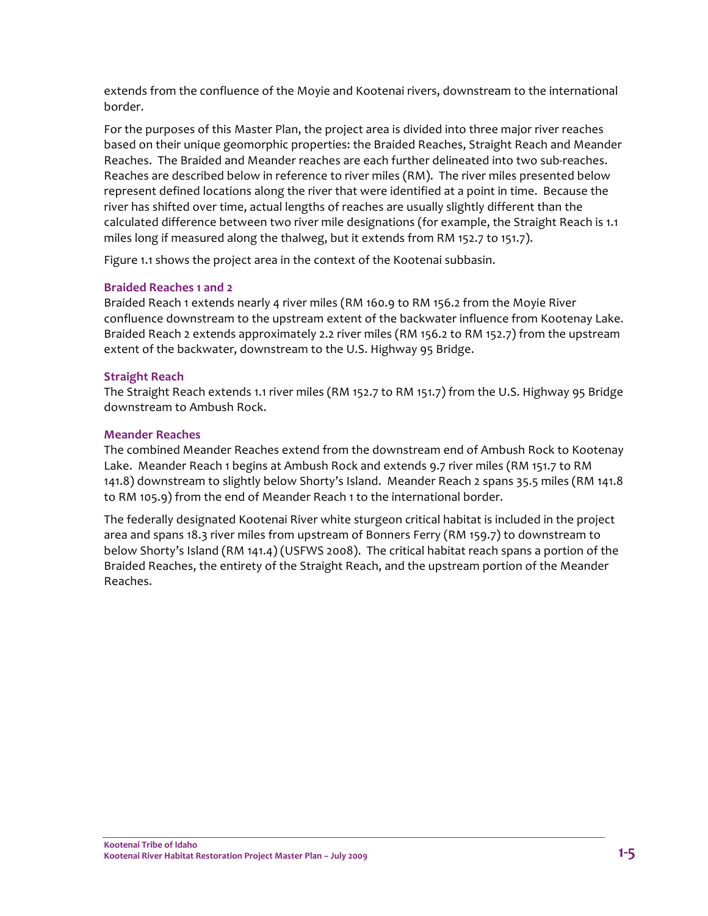extends from the confluence of the Moyie and Kootenai rivers, downstream to the international border.

For the purposes of this Master Plan, the project area is divided into three major river reaches based on their unique geomorphic properties: the Braided Reaches, Straight Reach and Meander Reaches. The Braided and Meander reaches are each further delineated into two sub-reaches. Reaches are described below in reference to river miles (RM). The river miles presented below represent defined locations along the river that were identified at a point in time. Because the river has shifted over time, actual lengths of reaches are usually slightly different than the calculated difference between two river mile designations (for example, the Straight Reach is 1.1 miles long if measured along the thalweg, but it extends from RM 152.7 to 151.7).

Figure 1.1 shows the project area in the context of the Kootenai subbasin.

### Braided Reaches 1 and 2

Braided Reach 1 extends nearly 4 river miles (RM 160.9 to RM 156.2 from the Moyie River confluence downstream to the upstream extent of the backwater influence from Kootenay Lake. Braided Reach 2 extends approximately 2.2 river miles (RM 156.2 to RM 152.7) from the upstream extent of the backwater, downstream to the U.S. Highway 95 Bridge.

### Straight Reach

The Straight Reach extends 1.1 river miles (RM 152.7 to RM 151.7) from the U.S. Highway 95 Bridge downstream to Ambush Rock.

### Meander Reaches

The combined Meander Reaches extend from the downstream end of Ambush Rock to Kootenay Lake. Meander Reach 1 begins at Ambush Rock and extends 9.7 river miles (RM 151.7 to RM 141.8) downstream to slightly below Shorty's Island. Meander Reach 2 spans 35.5 miles (RM 141.8 to RM 105.9) from the end of Meander Reach 1 to the international border.

The federally designated Kootenai River white sturgeon critical habitat is included in the project area and spans 18.3 river miles from upstream of Bonners Ferry (RM 159.7) to downstream to below Shorty's Island (RM 141.4) (USFWS 2008). The critical habitat reach spans a portion of the Braided Reaches, the entirety of the Straight Reach, and the upstream portion of the Meander Reaches.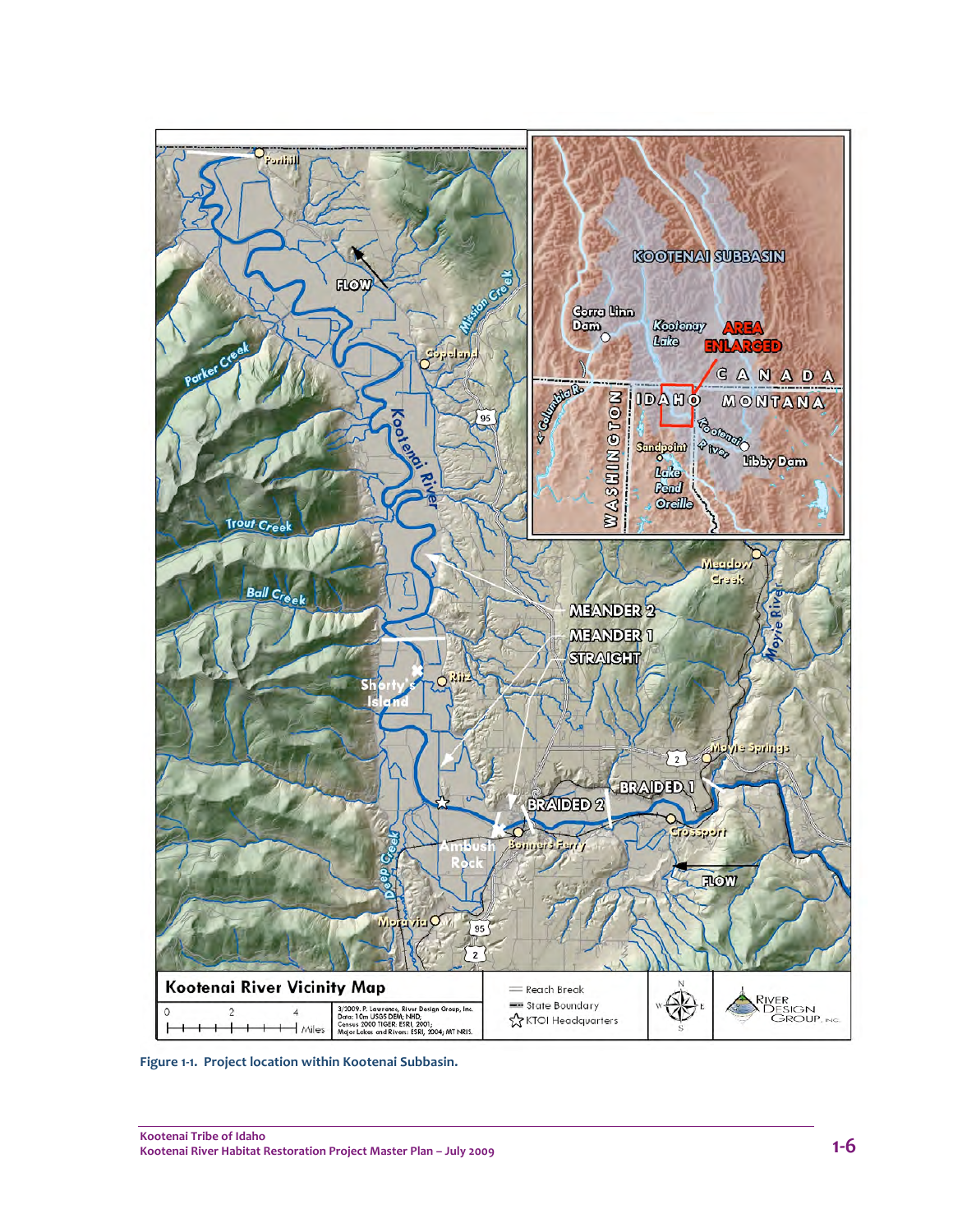Figure 1-1. Project location within Kootenai Subbasin.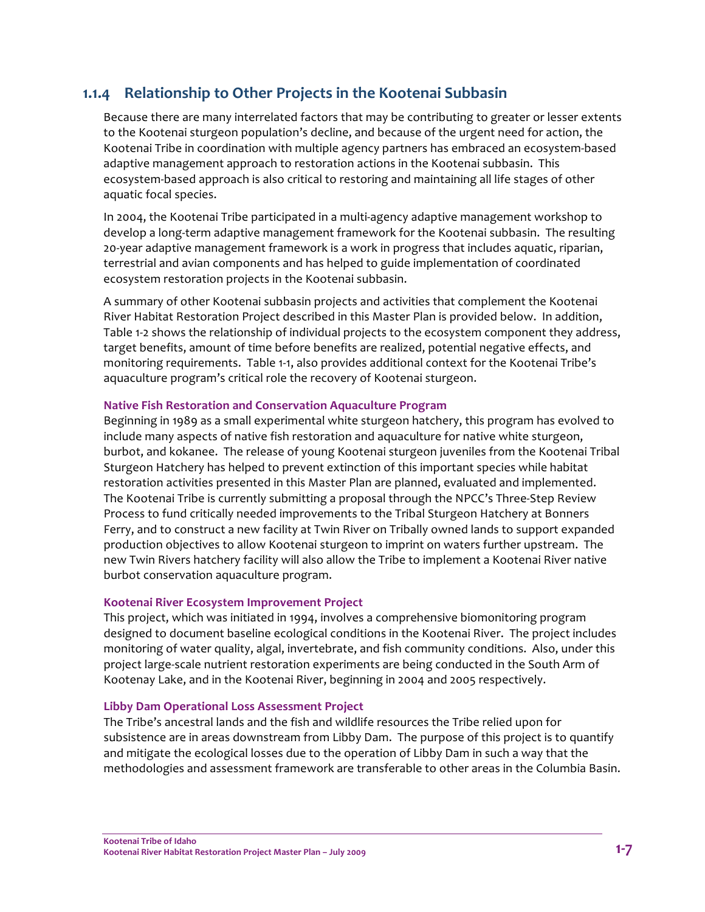### 1.1.4 Relationship to Other Projects in the Kootenai Subbasin

Because there are many interrelated factors that may be contributing to greater or lesser extents to the Kootenai sturgeon population's decline, and because of the urgent need for action, the Kootenai Tribe in coordination with multiple agency partners has embraced an ecosystem-based adaptive management approach to restoration actions in the Kootenai subbasin. This ecosystem-based approach is also critical to restoring and maintaining all life stages of other aquatic focal species.

In 2004, the Kootenai Tribe participated in a multi-agency adaptive management workshop to develop a long-term adaptive management framework for the Kootenai subbasin. The resulting 20-year adaptive management framework is a work in progress that includes aquatic, riparian, terrestrial and avian components and has helped to guide implementation of coordinated ecosystem restoration projects in the Kootenai subbasin.

A summary of other Kootenai subbasin projects and activities that complement the Kootenai River Habitat Restoration Project described in this Master Plan is provided below. In addition, Table 1-2 shows the relationship of individual projects to the ecosystem component they address, target benefits, amount of time before benefits are realized, potential negative effects, and monitoring requirements. Table 1-1, also provides additional context for the Kootenai Tribe's aquaculture program's critical role the recovery of Kootenai sturgeon.

**Native Fish Restoration and Conservation Aquaculture Program**

Beginning in 1989 as a small experimental white sturgeon hatchery, this program has evolved to include many aspects of native fish restoration and aquaculture for native white sturgeon, burbot, and kokanee. The release of young Kootenai sturgeon juveniles from the Kootenai Tribal Sturgeon Hatchery has helped to prevent extinction of this important species while habitat restoration activities presented in this Master Plan are planned, evaluated and implemented. The Kootenai Tribe is currently submitting a proposal through the NPCC's Three-Step Review Process to fund critically needed improvements to the Tribal Sturgeon Hatchery at Bonners Ferry, and to construct a new facility at Twin River on Tribally owned lands to support expanded production objectives to allow Kootenai sturgeon to imprint on waters further upstream. The new Twin Rivers hatchery facility will also allow the Tribe to implement a Kootenai River native burbot conservation aquaculture program.

**Kootenai River Ecosystem Improvement Project**

This project, which was initiated in 1994, involves a comprehensive biomonitoring program designed to document baseline ecological conditions in the Kootenai River. The project includes monitoring of water quality, algal, invertebrate, and fish community conditions. Also, under this project large-scale nutrient restoration experiments are being conducted in the South Arm of Kootenay Lake, and in the Kootenai River, beginning in 2004 and 2005 respectively.

**Libby Dam Operational Loss Assessment Project**

The Tribe's ancestral lands and the fish and wildlife resources the Tribe relied upon for subsistence are in areas downstream from Libby Dam. The purpose of this project is to quantify and mitigate the ecological losses due to the operation of Libby Dam in such a way that the methodologies and assessment framework are transferable to other areas in the Columbia Basin.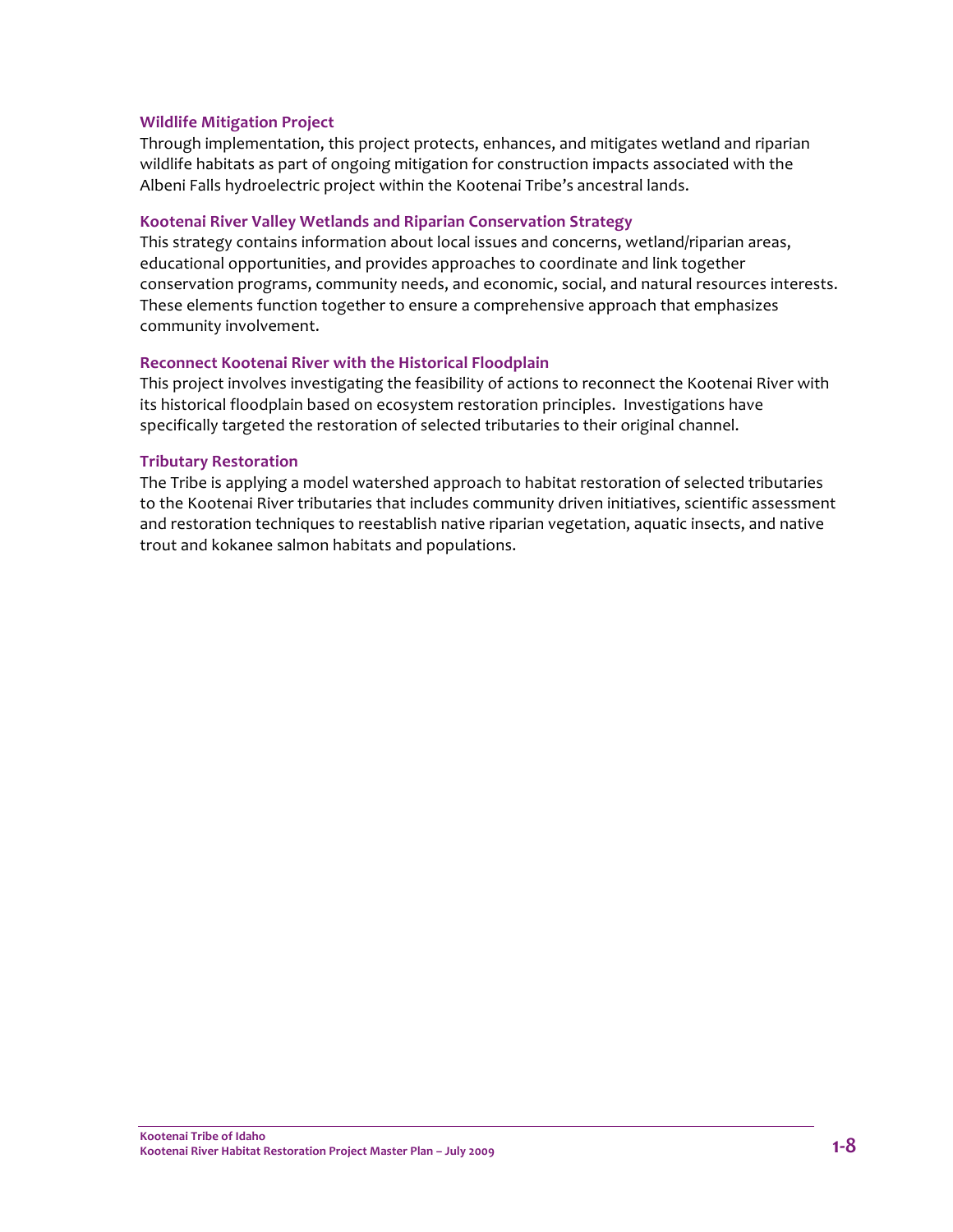### Wildlife Mitigation Project

Through implementation, this project protects, enhances, and mitigates wetland and riparian wildlife habitats as part of ongoing mitigation for construction impacts associated with the Albeni Falls hydroelectric project within the Kootenai Tribe's ancestral lands.

### Kootenai River Valley Wetlands and Riparian Conservation Strategy

This strategy contains information about local issues and concerns, wetland/riparian areas, educational opportunities, and provides approaches to coordinate and link together conservation programs, community needs, and economic, social, and natural resources interests. These elements function together to ensure a comprehensive approach that emphasizes community involvement.

### Reconnect Kootenai River with the Historical Floodplain

This project involves investigating the feasibility of actions to reconnect the Kootenai River with its historical floodplain based on ecosystem restoration principles. Investigations have specifically targeted the restoration of selected tributaries to their original channel.

### Tributary Restoration

The Tribe is applying a model watershed approach to habitat restoration of selected tributaries to the Kootenai River tributaries that includes community driven initiatives, scientific assessment and restoration techniques to reestablish native riparian vegetation, aquatic insects, and native trout and kokanee salmon habitats and populations.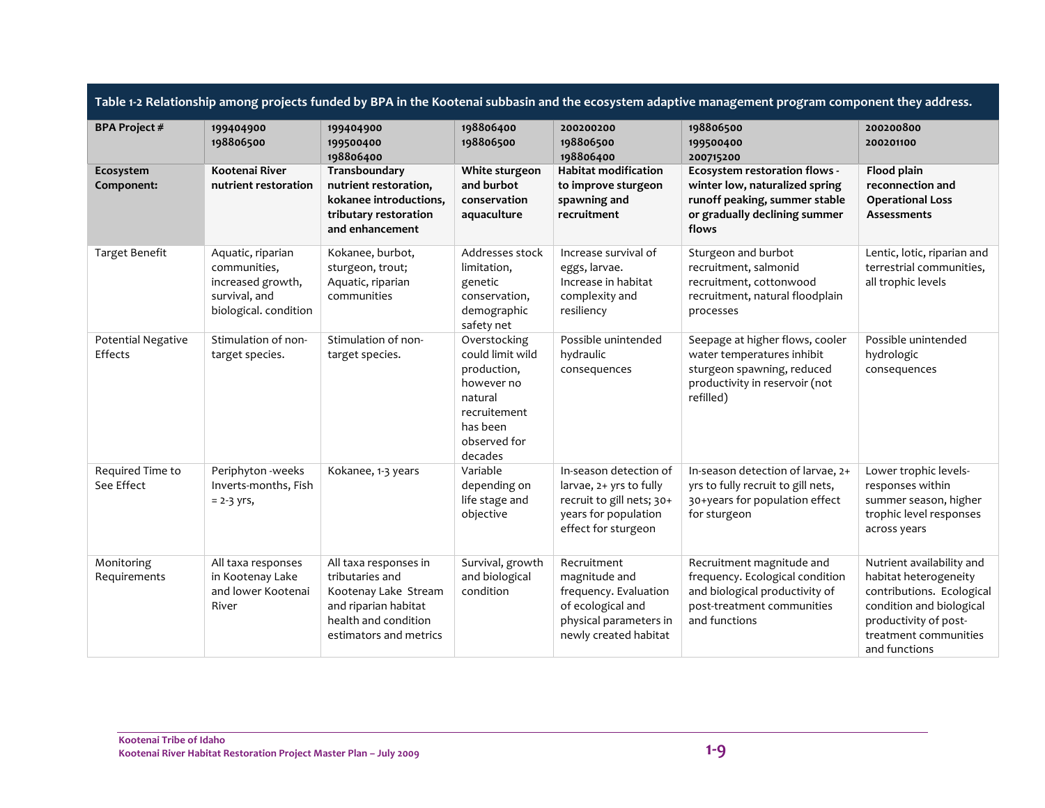**Table 1-2 Relationship among projects funded by BPA in the Kootenai subbasin and the ecosystem adaptive management program component they address.**

| **BPA Project #** | **199404900 198806500** | **199404900 199500400 198806400** | **198806400 198806500** | **200200200 198806500 198806400** | **198806500 199500400 200715200** | **200200800 200201100** |
|---|---|---|---|---|---|---|
| **Ecosystem Component:** | **Kootenai River nutrient restoration** | **Transboundary nutrient restoration, kokanee introductions, tributary restoration and enhancement** | **White sturgeon and burbot conservation aquaculture** | **Habitat modification to improve sturgeon spawning and recruitment** | **Ecosystem restoration flows - winter low, naturalized spring runoff peaking, summer stable or gradually declining summer flows** | **Flood plain reconnection and Operational Loss Assessments** |
| Target Benefit | Aquatic, riparian communities, increased growth, survival, and biological. condition | Kokanee, burbot, sturgeon, trout; Aquatic, riparian communities | Addresses stock limitation, genetic conservation, demographic safety net | Increase survival of eggs, larvae. Increase in habitat complexity and resiliency | Sturgeon and burbot recruitment, salmonid recruitment, cottonwood recruitment, natural floodplain processes | Lentic, lotic, riparian and terrestrial communities, all trophic levels |
| Potential Negative Effects | Stimulation of non-target species. | Stimulation of non-target species. | Overstocking could limit wild production, however no natural recruitement has been observed for decades | Possible unintended hydraulic consequences | Seepage at higher flows, cooler water temperatures inhibit sturgeon spawning, reduced productivity in reservoir (not refilled) | Possible unintended hydrologic consequences |
| Required Time to See Effect | Periphyton -weeks Inverts-months, Fish = 2-3 yrs, | Kokanee, 1-3 years | Variable depending on life stage and objective | In-season detection of larvae, 2+ yrs to fully recruit to gill nets; 30+ years for population effect for sturgeon | In-season detection of larvae, 2+ yrs to fully recruit to gill nets, 30+years for population effect for sturgeon | Lower trophic levels- responses within summer season, higher trophic level responses across years |
| Monitoring Requirements | All taxa responses in Kootenay Lake and lower Kootenai River | All taxa responses in tributaries and Kootenay Lake Stream and riparian habitat health and condition estimators and metrics | Survival, growth and biological condition | Recruitment magnitude and frequency. Evaluation of ecological and physical parameters in newly created habitat | Recruitment magnitude and frequency. Ecological condition and biological productivity of post-treatment communities and functions | Nutrient availability and habitat heterogeneity contributions. Ecological condition and biological productivity of post-treatment communities and functions |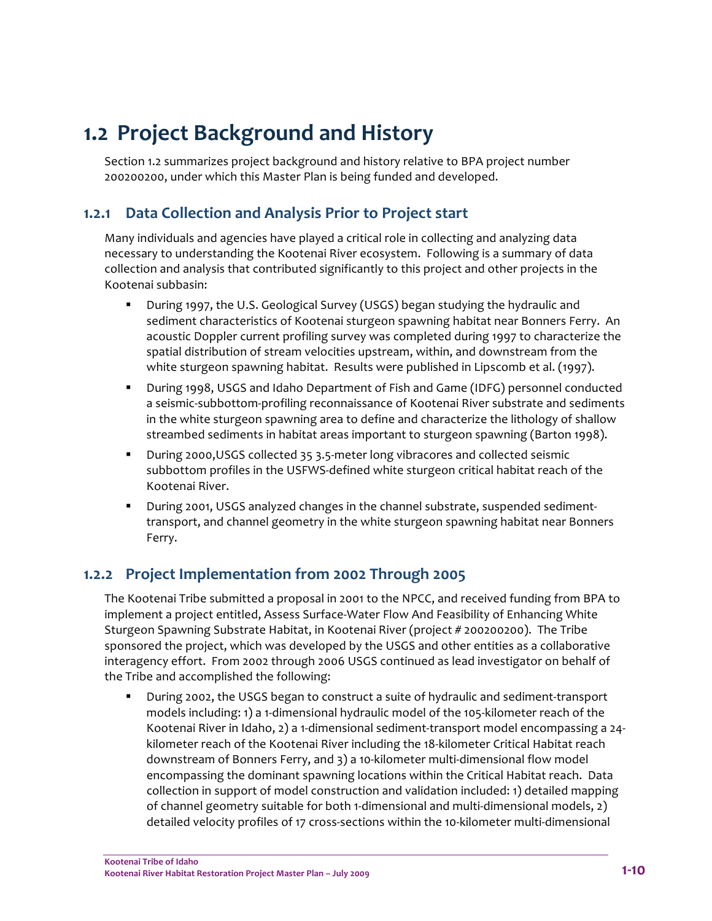# 1.2 Project Background and History

Section 1.2 summarizes project background and history relative to BPA project number 200200200, under which this Master Plan is being funded and developed.

## 1.2.1 Data Collection and Analysis Prior to Project start

Many individuals and agencies have played a critical role in collecting and analyzing data necessary to understanding the Kootenai River ecosystem. Following is a summary of data collection and analysis that contributed significantly to this project and other projects in the Kootenai subbasin:

- During 1997, the U.S. Geological Survey (USGS) began studying the hydraulic and sediment characteristics of Kootenai sturgeon spawning habitat near Bonners Ferry. An acoustic Doppler current profiling survey was completed during 1997 to characterize the spatial distribution of stream velocities upstream, within, and downstream from the white sturgeon spawning habitat. Results were published in Lipscomb et al. (1997).
- During 1998, USGS and Idaho Department of Fish and Game (IDFG) personnel conducted a seismic-subbottom-profiling reconnaissance of Kootenai River substrate and sediments in the white sturgeon spawning area to define and characterize the lithology of shallow streambed sediments in habitat areas important to sturgeon spawning (Barton 1998).
- During 2000,USGS collected 35 3.5-meter long vibracores and collected seismic subbottom profiles in the USFWS-defined white sturgeon critical habitat reach of the Kootenai River.
- During 2001, USGS analyzed changes in the channel substrate, suspended sediment-transport, and channel geometry in the white sturgeon spawning habitat near Bonners Ferry.

## 1.2.2 Project Implementation from 2002 Through 2005

The Kootenai Tribe submitted a proposal in 2001 to the NPCC, and received funding from BPA to implement a project entitled, Assess Surface-Water Flow And Feasibility of Enhancing White Sturgeon Spawning Substrate Habitat, in Kootenai River (project # 200200200). The Tribe sponsored the project, which was developed by the USGS and other entities as a collaborative interagency effort. From 2002 through 2006 USGS continued as lead investigator on behalf of the Tribe and accomplished the following:

- During 2002, the USGS began to construct a suite of hydraulic and sediment-transport models including: 1) a 1-dimensional hydraulic model of the 105-kilometer reach of the Kootenai River in Idaho, 2) a 1-dimensional sediment-transport model encompassing a 24-kilometer reach of the Kootenai River including the 18-kilometer Critical Habitat reach downstream of Bonners Ferry, and 3) a 10-kilometer multi-dimensional flow model encompassing the dominant spawning locations within the Critical Habitat reach. Data collection in support of model construction and validation included: 1) detailed mapping of channel geometry suitable for both 1-dimensional and multi-dimensional models, 2) detailed velocity profiles of 17 cross-sections within the 10-kilometer multi-dimensional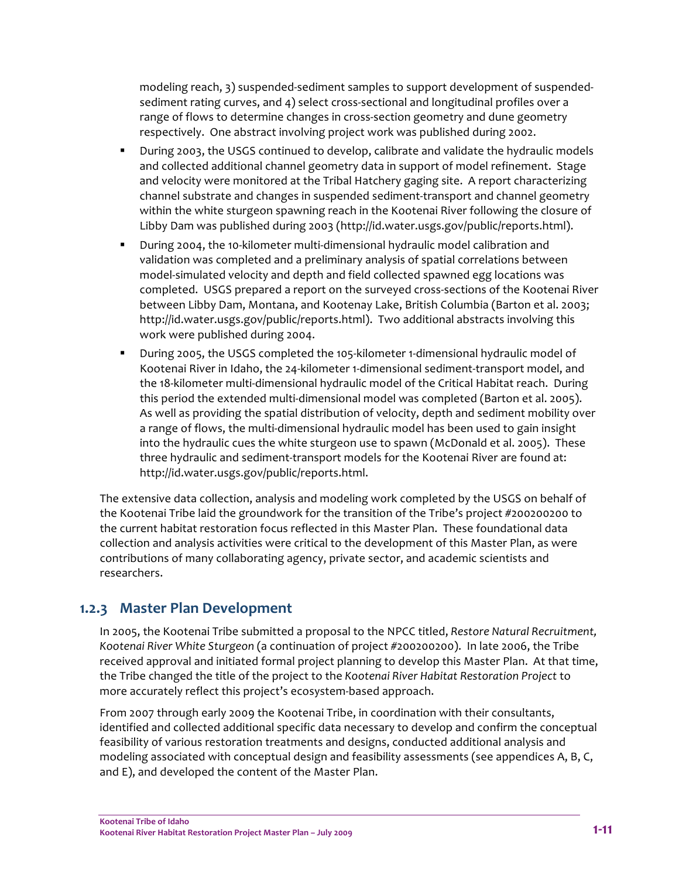modeling reach, 3) suspended-sediment samples to support development of suspended-sediment rating curves, and 4) select cross-sectional and longitudinal profiles over a range of flows to determine changes in cross-section geometry and dune geometry respectively. One abstract involving project work was published during 2002.

- During 2003, the USGS continued to develop, calibrate and validate the hydraulic models and collected additional channel geometry data in support of model refinement. Stage and velocity were monitored at the Tribal Hatchery gaging site. A report characterizing channel substrate and changes in suspended sediment-transport and channel geometry within the white sturgeon spawning reach in the Kootenai River following the closure of Libby Dam was published during 2003 (http://id.water.usgs.gov/public/reports.html).
- During 2004, the 10-kilometer multi-dimensional hydraulic model calibration and validation was completed and a preliminary analysis of spatial correlations between model-simulated velocity and depth and field collected spawned egg locations was completed. USGS prepared a report on the surveyed cross-sections of the Kootenai River between Libby Dam, Montana, and Kootenay Lake, British Columbia (Barton et al. 2003; http://id.water.usgs.gov/public/reports.html). Two additional abstracts involving this work were published during 2004.
- During 2005, the USGS completed the 105-kilometer 1-dimensional hydraulic model of Kootenai River in Idaho, the 24-kilometer 1-dimensional sediment-transport model, and the 18-kilometer multi-dimensional hydraulic model of the Critical Habitat reach. During this period the extended multi-dimensional model was completed (Barton et al. 2005). As well as providing the spatial distribution of velocity, depth and sediment mobility over a range of flows, the multi-dimensional hydraulic model has been used to gain insight into the hydraulic cues the white sturgeon use to spawn (McDonald et al. 2005). These three hydraulic and sediment-transport models for the Kootenai River are found at: http://id.water.usgs.gov/public/reports.html.

The extensive data collection, analysis and modeling work completed by the USGS on behalf of the Kootenai Tribe laid the groundwork for the transition of the Tribe's project #200200200 to the current habitat restoration focus reflected in this Master Plan. These foundational data collection and analysis activities were critical to the development of this Master Plan, as were contributions of many collaborating agency, private sector, and academic scientists and researchers.

### 1.2.3 Master Plan Development

In 2005, the Kootenai Tribe submitted a proposal to the NPCC titled, *Restore Natural Recruitment, Kootenai River White Sturgeon* (a continuation of project #200200200). In late 2006, the Tribe received approval and initiated formal project planning to develop this Master Plan. At that time, the Tribe changed the title of the project to the *Kootenai River Habitat Restoration Project* to more accurately reflect this project's ecosystem-based approach.

From 2007 through early 2009 the Kootenai Tribe, in coordination with their consultants, identified and collected additional specific data necessary to develop and confirm the conceptual feasibility of various restoration treatments and designs, conducted additional analysis and modeling associated with conceptual design and feasibility assessments (see appendices A, B, C, and E), and developed the content of the Master Plan.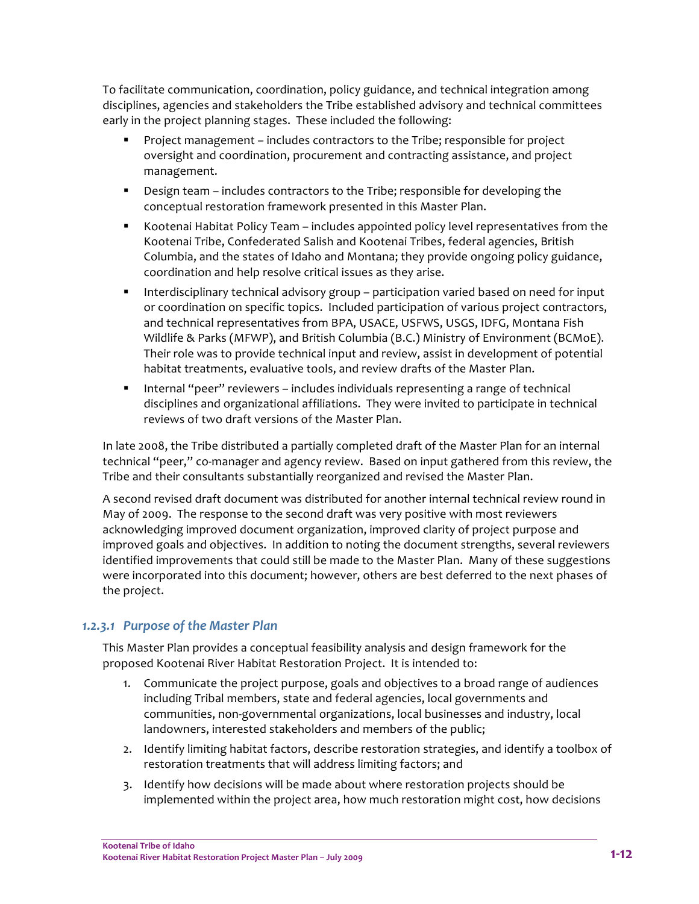To facilitate communication, coordination, policy guidance, and technical integration among disciplines, agencies and stakeholders the Tribe established advisory and technical committees early in the project planning stages. These included the following:

- Project management – includes contractors to the Tribe; responsible for project oversight and coordination, procurement and contracting assistance, and project management.
- Design team – includes contractors to the Tribe; responsible for developing the conceptual restoration framework presented in this Master Plan.
- Kootenai Habitat Policy Team – includes appointed policy level representatives from the Kootenai Tribe, Confederated Salish and Kootenai Tribes, federal agencies, British Columbia, and the states of Idaho and Montana; they provide ongoing policy guidance, coordination and help resolve critical issues as they arise.
- Interdisciplinary technical advisory group – participation varied based on need for input or coordination on specific topics. Included participation of various project contractors, and technical representatives from BPA, USACE, USFWS, USGS, IDFG, Montana Fish Wildlife & Parks (MFWP), and British Columbia (B.C.) Ministry of Environment (BCMoE). Their role was to provide technical input and review, assist in development of potential habitat treatments, evaluative tools, and review drafts of the Master Plan.
- Internal "peer" reviewers – includes individuals representing a range of technical disciplines and organizational affiliations. They were invited to participate in technical reviews of two draft versions of the Master Plan.

In late 2008, the Tribe distributed a partially completed draft of the Master Plan for an internal technical "peer," co-manager and agency review. Based on input gathered from this review, the Tribe and their consultants substantially reorganized and revised the Master Plan.

A second revised draft document was distributed for another internal technical review round in May of 2009. The response to the second draft was very positive with most reviewers acknowledging improved document organization, improved clarity of project purpose and improved goals and objectives. In addition to noting the document strengths, several reviewers identified improvements that could still be made to the Master Plan. Many of these suggestions were incorporated into this document; however, others are best deferred to the next phases of the project.

#### *1.2.3.1 Purpose of the Master Plan*

This Master Plan provides a conceptual feasibility analysis and design framework for the proposed Kootenai River Habitat Restoration Project. It is intended to:

1. Communicate the project purpose, goals and objectives to a broad range of audiences including Tribal members, state and federal agencies, local governments and communities, non-governmental organizations, local businesses and industry, local landowners, interested stakeholders and members of the public;
2. Identify limiting habitat factors, describe restoration strategies, and identify a toolbox of restoration treatments that will address limiting factors; and
3. Identify how decisions will be made about where restoration projects should be implemented within the project area, how much restoration might cost, how decisions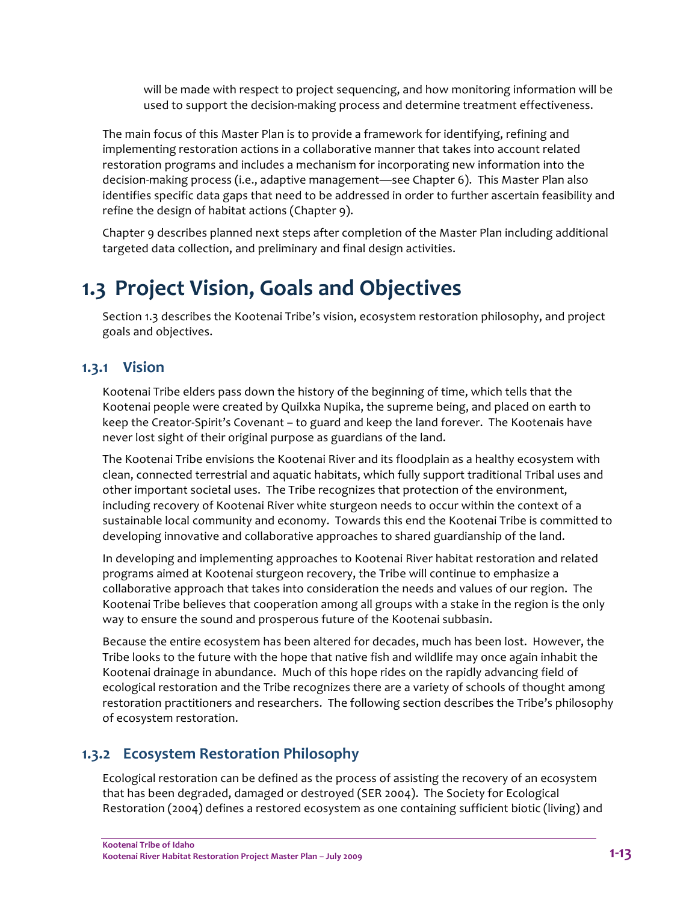will be made with respect to project sequencing, and how monitoring information will be used to support the decision-making process and determine treatment effectiveness.

The main focus of this Master Plan is to provide a framework for identifying, refining and implementing restoration actions in a collaborative manner that takes into account related restoration programs and includes a mechanism for incorporating new information into the decision-making process (i.e., adaptive management—see Chapter 6). This Master Plan also identifies specific data gaps that need to be addressed in order to further ascertain feasibility and refine the design of habitat actions (Chapter 9).

Chapter 9 describes planned next steps after completion of the Master Plan including additional targeted data collection, and preliminary and final design activities.

# 1.3 Project Vision, Goals and Objectives

Section 1.3 describes the Kootenai Tribe's vision, ecosystem restoration philosophy, and project goals and objectives.

## 1.3.1 Vision

Kootenai Tribe elders pass down the history of the beginning of time, which tells that the Kootenai people were created by Quilxka Nupika, the supreme being, and placed on earth to keep the Creator-Spirit's Covenant – to guard and keep the land forever. The Kootenais have never lost sight of their original purpose as guardians of the land.

The Kootenai Tribe envisions the Kootenai River and its floodplain as a healthy ecosystem with clean, connected terrestrial and aquatic habitats, which fully support traditional Tribal uses and other important societal uses. The Tribe recognizes that protection of the environment, including recovery of Kootenai River white sturgeon needs to occur within the context of a sustainable local community and economy. Towards this end the Kootenai Tribe is committed to developing innovative and collaborative approaches to shared guardianship of the land.

In developing and implementing approaches to Kootenai River habitat restoration and related programs aimed at Kootenai sturgeon recovery, the Tribe will continue to emphasize a collaborative approach that takes into consideration the needs and values of our region. The Kootenai Tribe believes that cooperation among all groups with a stake in the region is the only way to ensure the sound and prosperous future of the Kootenai subbasin.

Because the entire ecosystem has been altered for decades, much has been lost. However, the Tribe looks to the future with the hope that native fish and wildlife may once again inhabit the Kootenai drainage in abundance. Much of this hope rides on the rapidly advancing field of ecological restoration and the Tribe recognizes there are a variety of schools of thought among restoration practitioners and researchers. The following section describes the Tribe's philosophy of ecosystem restoration.

## 1.3.2 Ecosystem Restoration Philosophy

Ecological restoration can be defined as the process of assisting the recovery of an ecosystem that has been degraded, damaged or destroyed (SER 2004). The Society for Ecological Restoration (2004) defines a restored ecosystem as one containing sufficient biotic (living) and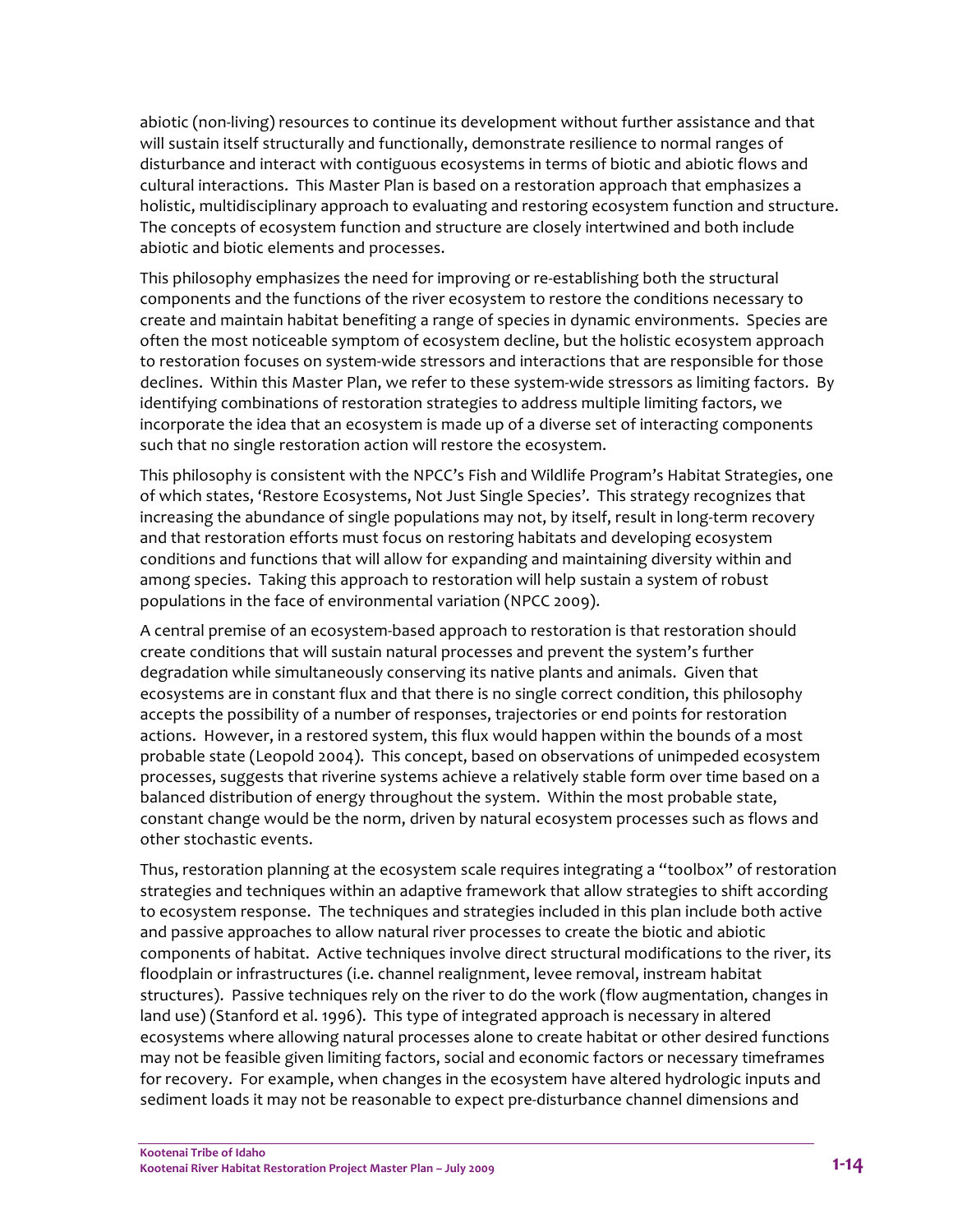abiotic (non-living) resources to continue its development without further assistance and that will sustain itself structurally and functionally, demonstrate resilience to normal ranges of disturbance and interact with contiguous ecosystems in terms of biotic and abiotic flows and cultural interactions. This Master Plan is based on a restoration approach that emphasizes a holistic, multidisciplinary approach to evaluating and restoring ecosystem function and structure. The concepts of ecosystem function and structure are closely intertwined and both include abiotic and biotic elements and processes.

This philosophy emphasizes the need for improving or re-establishing both the structural components and the functions of the river ecosystem to restore the conditions necessary to create and maintain habitat benefiting a range of species in dynamic environments. Species are often the most noticeable symptom of ecosystem decline, but the holistic ecosystem approach to restoration focuses on system-wide stressors and interactions that are responsible for those declines. Within this Master Plan, we refer to these system-wide stressors as limiting factors. By identifying combinations of restoration strategies to address multiple limiting factors, we incorporate the idea that an ecosystem is made up of a diverse set of interacting components such that no single restoration action will restore the ecosystem.

This philosophy is consistent with the NPCC's Fish and Wildlife Program's Habitat Strategies, one of which states, 'Restore Ecosystems, Not Just Single Species'. This strategy recognizes that increasing the abundance of single populations may not, by itself, result in long-term recovery and that restoration efforts must focus on restoring habitats and developing ecosystem conditions and functions that will allow for expanding and maintaining diversity within and among species. Taking this approach to restoration will help sustain a system of robust populations in the face of environmental variation (NPCC 2009).

A central premise of an ecosystem-based approach to restoration is that restoration should create conditions that will sustain natural processes and prevent the system's further degradation while simultaneously conserving its native plants and animals. Given that ecosystems are in constant flux and that there is no single correct condition, this philosophy accepts the possibility of a number of responses, trajectories or end points for restoration actions. However, in a restored system, this flux would happen within the bounds of a most probable state (Leopold 2004). This concept, based on observations of unimpeded ecosystem processes, suggests that riverine systems achieve a relatively stable form over time based on a balanced distribution of energy throughout the system. Within the most probable state, constant change would be the norm, driven by natural ecosystem processes such as flows and other stochastic events.

Thus, restoration planning at the ecosystem scale requires integrating a "toolbox" of restoration strategies and techniques within an adaptive framework that allow strategies to shift according to ecosystem response. The techniques and strategies included in this plan include both active and passive approaches to allow natural river processes to create the biotic and abiotic components of habitat. Active techniques involve direct structural modifications to the river, its floodplain or infrastructures (i.e. channel realignment, levee removal, instream habitat structures). Passive techniques rely on the river to do the work (flow augmentation, changes in land use) (Stanford et al. 1996). This type of integrated approach is necessary in altered ecosystems where allowing natural processes alone to create habitat or other desired functions may not be feasible given limiting factors, social and economic factors or necessary timeframes for recovery. For example, when changes in the ecosystem have altered hydrologic inputs and sediment loads it may not be reasonable to expect pre-disturbance channel dimensions and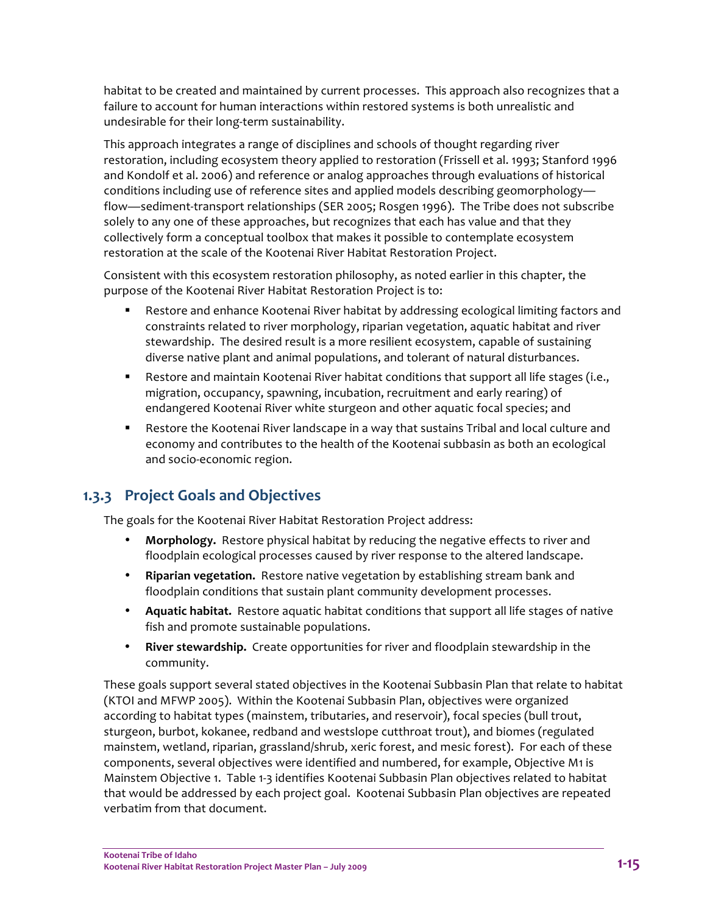habitat to be created and maintained by current processes. This approach also recognizes that a failure to account for human interactions within restored systems is both unrealistic and undesirable for their long-term sustainability.

This approach integrates a range of disciplines and schools of thought regarding river restoration, including ecosystem theory applied to restoration (Frissell et al. 1993; Stanford 1996 and Kondolf et al. 2006) and reference or analog approaches through evaluations of historical conditions including use of reference sites and applied models describing geomorphology—flow—sediment-transport relationships (SER 2005; Rosgen 1996). The Tribe does not subscribe solely to any one of these approaches, but recognizes that each has value and that they collectively form a conceptual toolbox that makes it possible to contemplate ecosystem restoration at the scale of the Kootenai River Habitat Restoration Project.

Consistent with this ecosystem restoration philosophy, as noted earlier in this chapter, the purpose of the Kootenai River Habitat Restoration Project is to:

- Restore and enhance Kootenai River habitat by addressing ecological limiting factors and constraints related to river morphology, riparian vegetation, aquatic habitat and river stewardship. The desired result is a more resilient ecosystem, capable of sustaining diverse native plant and animal populations, and tolerant of natural disturbances.
- Restore and maintain Kootenai River habitat conditions that support all life stages (i.e., migration, occupancy, spawning, incubation, recruitment and early rearing) of endangered Kootenai River white sturgeon and other aquatic focal species; and
- Restore the Kootenai River landscape in a way that sustains Tribal and local culture and economy and contributes to the health of the Kootenai subbasin as both an ecological and socio-economic region.

### 1.3.3 Project Goals and Objectives

The goals for the Kootenai River Habitat Restoration Project address:

- **Morphology.** Restore physical habitat by reducing the negative effects to river and floodplain ecological processes caused by river response to the altered landscape.
- **Riparian vegetation.** Restore native vegetation by establishing stream bank and floodplain conditions that sustain plant community development processes.
- **Aquatic habitat.** Restore aquatic habitat conditions that support all life stages of native fish and promote sustainable populations.
- **River stewardship.** Create opportunities for river and floodplain stewardship in the community.

These goals support several stated objectives in the Kootenai Subbasin Plan that relate to habitat (KTOI and MFWP 2005). Within the Kootenai Subbasin Plan, objectives were organized according to habitat types (mainstem, tributaries, and reservoir), focal species (bull trout, sturgeon, burbot, kokanee, redband and westslope cutthroat trout), and biomes (regulated mainstem, wetland, riparian, grassland/shrub, xeric forest, and mesic forest). For each of these components, several objectives were identified and numbered, for example, Objective M1 is Mainstem Objective 1. Table 1-3 identifies Kootenai Subbasin Plan objectives related to habitat that would be addressed by each project goal. Kootenai Subbasin Plan objectives are repeated verbatim from that document.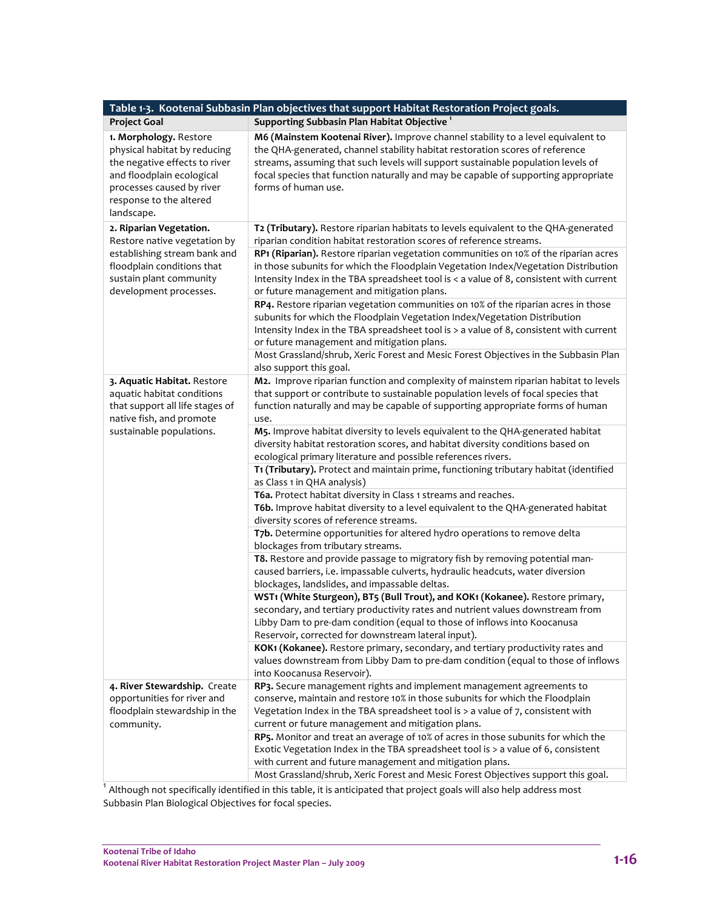**Table 1-3. Kootenai Subbasin Plan objectives that support Habitat Restoration Project goals.**

| Project Goal | Supporting Subbasin Plan Habitat Objective [1] |
|---|---|
| **1. Morphology.** Restore physical habitat by reducing the negative effects to river and floodplain ecological processes caused by river response to the altered landscape. | **M6 (Mainstem Kootenai River).** Improve channel stability to a level equivalent to the QHA-generated, channel stability habitat restoration scores of reference streams, assuming that such levels will support sustainable population levels of focal species that function naturally and may be capable of supporting appropriate forms of human use. |
| **2. Riparian Vegetation.** Restore native vegetation by establishing stream bank and floodplain conditions that sustain plant community development processes. | **T2 (Tributary).** Restore riparian habitats to levels equivalent to the QHA-generated riparian condition habitat restoration scores of reference streams. |
| | **RP1 (Riparian).** Restore riparian vegetation communities on 10% of the riparian acres in those subunits for which the Floodplain Vegetation Index/Vegetation Distribution Intensity Index in the TBA spreadsheet tool is < a value of 8, consistent with current or future management and mitigation plans. |
| | **RP4.** Restore riparian vegetation communities on 10% of the riparian acres in those subunits for which the Floodplain Vegetation Index/Vegetation Distribution Intensity Index in the TBA spreadsheet tool is > a value of 8, consistent with current or future management and mitigation plans. |
| | Most Grassland/shrub, Xeric Forest and Mesic Forest Objectives in the Subbasin Plan also support this goal. |
| **3. Aquatic Habitat.** Restore aquatic habitat conditions that support all life stages of native fish, and promote sustainable populations. | **M2.** Improve riparian function and complexity of mainstem riparian habitat to levels that support or contribute to sustainable population levels of focal species that function naturally and may be capable of supporting appropriate forms of human use. |
| | **M5.** Improve habitat diversity to levels equivalent to the QHA-generated habitat diversity habitat restoration scores, and habitat diversity conditions based on ecological primary literature and possible references rivers. |
| | **T1 (Tributary).** Protect and maintain prime, functioning tributary habitat (identified as Class 1 in QHA analysis) |
| | **T6a.** Protect habitat diversity in Class 1 streams and reaches.<br>**T6b.** Improve habitat diversity to a level equivalent to the QHA-generated habitat diversity scores of reference streams. |
| | **T7b.** Determine opportunities for altered hydro operations to remove delta blockages from tributary streams. |
| | **T8.** Restore and provide passage to migratory fish by removing potential man-caused barriers, i.e. impassable culverts, hydraulic headcuts, water diversion blockages, landslides, and impassable deltas. |
| | **WST1 (White Sturgeon), BT5 (Bull Trout), and KOK1 (Kokanee).** Restore primary, secondary, and tertiary productivity rates and nutrient values downstream from Libby Dam to pre-dam condition (equal to those of inflows into Koocanusa Reservoir, corrected for downstream lateral input). |
| | **KOK1 (Kokanee).** Restore primary, secondary, and tertiary productivity rates and values downstream from Libby Dam to pre-dam condition (equal to those of inflows into Koocanusa Reservoir). |
| **4. River Stewardship.** Create opportunities for river and floodplain stewardship in the community. | **RP3.** Secure management rights and implement management agreements to conserve, maintain and restore 10% in those subunits for which the Floodplain Vegetation Index in the TBA spreadsheet tool is > a value of 7, consistent with current or future management and mitigation plans. |
| | **RP5.** Monitor and treat an average of 10% of acres in those subunits for which the Exotic Vegetation Index in the TBA spreadsheet tool is > a value of 6, consistent with current and future management and mitigation plans. |
| | Most Grassland/shrub, Xeric Forest and Mesic Forest Objectives support this goal. |

[1] Although not specifically identified in this table, it is anticipated that project goals will also help address most Subbasin Plan Biological Objectives for focal species.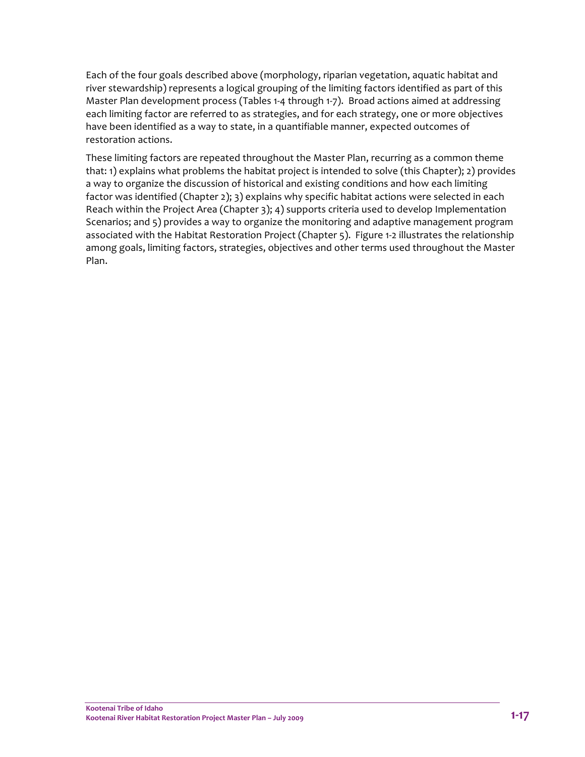Each of the four goals described above (morphology, riparian vegetation, aquatic habitat and river stewardship) represents a logical grouping of the limiting factors identified as part of this Master Plan development process (Tables 1-4 through 1-7). Broad actions aimed at addressing each limiting factor are referred to as strategies, and for each strategy, one or more objectives have been identified as a way to state, in a quantifiable manner, expected outcomes of restoration actions.

These limiting factors are repeated throughout the Master Plan, recurring as a common theme that: 1) explains what problems the habitat project is intended to solve (this Chapter); 2) provides a way to organize the discussion of historical and existing conditions and how each limiting factor was identified (Chapter 2); 3) explains why specific habitat actions were selected in each Reach within the Project Area (Chapter 3); 4) supports criteria used to develop Implementation Scenarios; and 5) provides a way to organize the monitoring and adaptive management program associated with the Habitat Restoration Project (Chapter 5). Figure 1-2 illustrates the relationship among goals, limiting factors, strategies, objectives and other terms used throughout the Master Plan.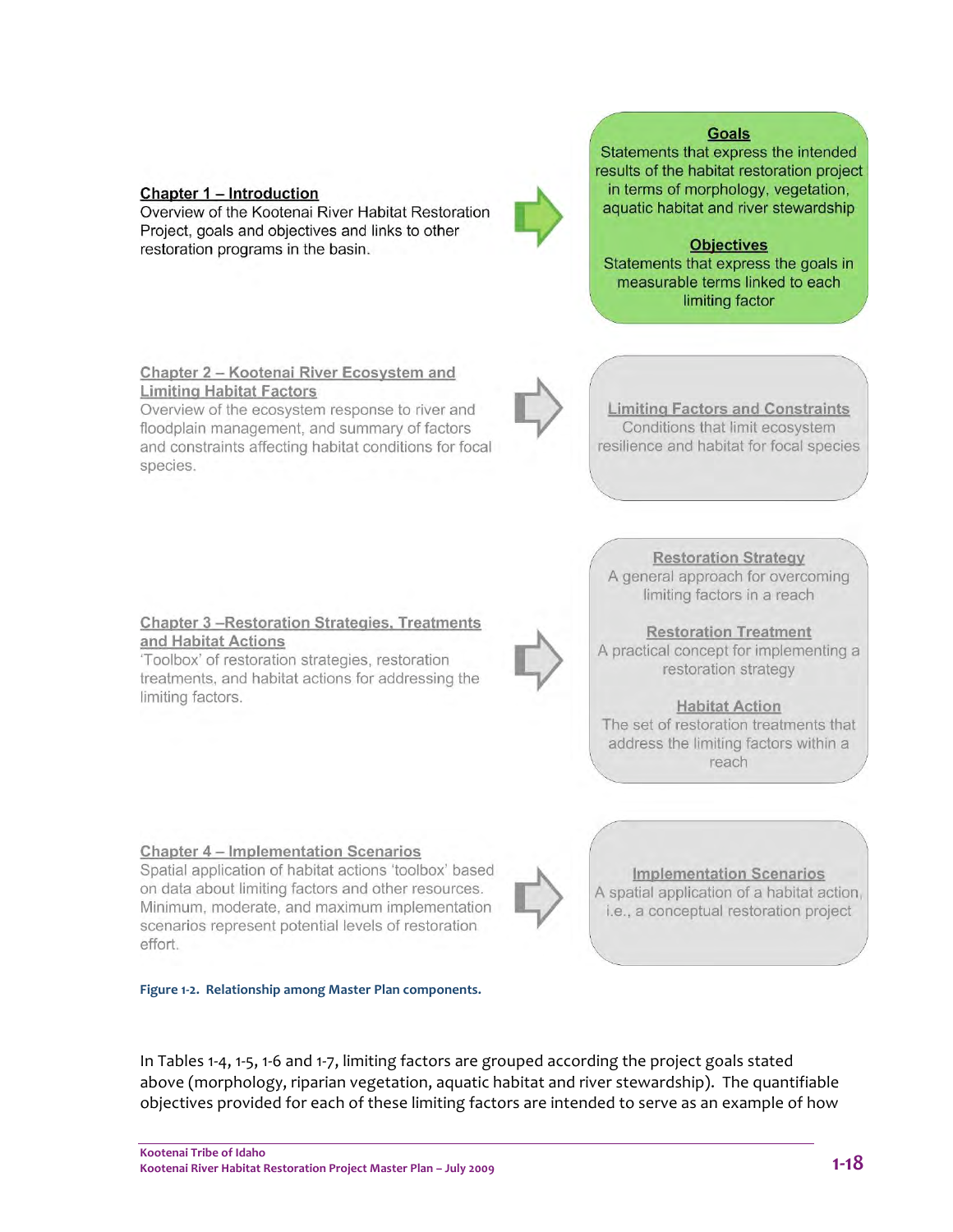**Chapter 1 – Introduction**
Overview of the Kootenai River Habitat Restoration Project, goals and objectives and links to other restoration programs in the basin.

**Goals**
Statements that express the intended results of the habitat restoration project in terms of morphology, vegetation, aquatic habitat and river stewardship

**Objectives**
Statements that express the goals in measurable terms linked to each limiting factor

**Chapter 2 – Kootenai River Ecosystem and Limiting Habitat Factors**
Overview of the ecosystem response to river and floodplain management, and summary of factors and constraints affecting habitat conditions for focal species.

**Limiting Factors and Constraints**
Conditions that limit ecosystem resilience and habitat for focal species

**Chapter 3 –Restoration Strategies, Treatments and Habitat Actions**
'Toolbox' of restoration strategies, restoration treatments, and habitat actions for addressing the limiting factors.

**Restoration Strategy**
A general approach for overcoming limiting factors in a reach

**Restoration Treatment**
A practical concept for implementing a restoration strategy

**Habitat Action**
The set of restoration treatments that address the limiting factors within a reach

**Chapter 4 – Implementation Scenarios**
Spatial application of habitat actions 'toolbox' based on data about limiting factors and other resources. Minimum, moderate, and maximum implementation scenarios represent potential levels of restoration effort.

**Implementation Scenarios**
A spatial application of a habitat action, i.e., a conceptual restoration project

**Figure 1-2. Relationship among Master Plan components.**

In Tables 1-4, 1-5, 1-6 and 1-7, limiting factors are grouped according the project goals stated above (morphology, riparian vegetation, aquatic habitat and river stewardship). The quantifiable objectives provided for each of these limiting factors are intended to serve as an example of how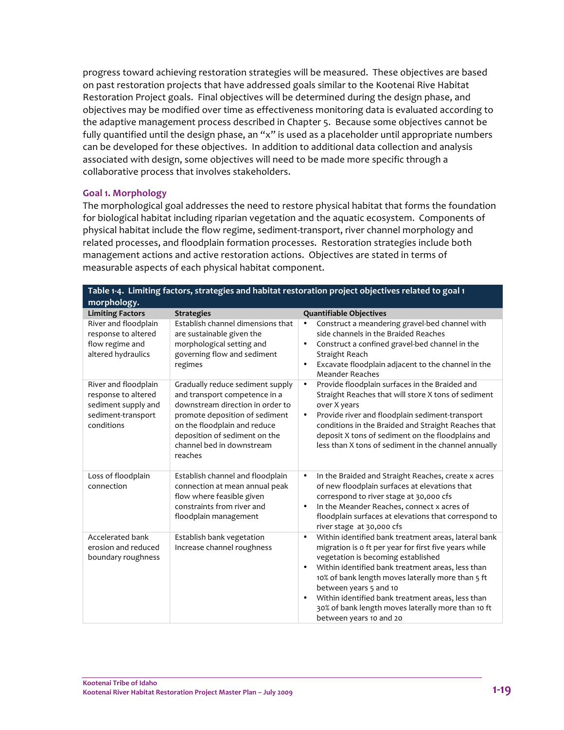progress toward achieving restoration strategies will be measured. These objectives are based on past restoration projects that have addressed goals similar to the Kootenai Rive Habitat Restoration Project goals. Final objectives will be determined during the design phase, and objectives may be modified over time as effectiveness monitoring data is evaluated according to the adaptive management process described in Chapter 5. Because some objectives cannot be fully quantified until the design phase, an "x" is used as a placeholder until appropriate numbers can be developed for these objectives. In addition to additional data collection and analysis associated with design, some objectives will need to be made more specific through a collaborative process that involves stakeholders.

### Goal 1. Morphology

The morphological goal addresses the need to restore physical habitat that forms the foundation for biological habitat including riparian vegetation and the aquatic ecosystem. Components of physical habitat include the flow regime, sediment-transport, river channel morphology and related processes, and floodplain formation processes. Restoration strategies include both management actions and active restoration actions. Objectives are stated in terms of measurable aspects of each physical habitat component.

**Table 1-4. Limiting factors, strategies and habitat restoration project objectives related to goal 1 morphology.**

| Limiting Factors | Strategies | Quantifiable Objectives |
|---|---|---|
| River and floodplain response to altered flow regime and altered hydraulics | Establish channel dimensions that are sustainable given the morphological setting and governing flow and sediment regimes | • Construct a meandering gravel-bed channel with side channels in the Braided Reaches<br>• Construct a confined gravel-bed channel in the Straight Reach<br>• Excavate floodplain adjacent to the channel in the Meander Reaches |
| River and floodplain response to altered sediment supply and sediment-transport conditions | Gradually reduce sediment supply and transport competence in a downstream direction in order to promote deposition of sediment on the floodplain and reduce deposition of sediment on the channel bed in downstream reaches | • Provide floodplain surfaces in the Braided and Straight Reaches that will store X tons of sediment over X years<br>• Provide river and floodplain sediment-transport conditions in the Braided and Straight Reaches that deposit X tons of sediment on the floodplains and less than X tons of sediment in the channel annually |
| Loss of floodplain connection | Establish channel and floodplain connection at mean annual peak flow where feasible given constraints from river and floodplain management | • In the Braided and Straight Reaches, create x acres of new floodplain surfaces at elevations that correspond to river stage at 30,000 cfs<br>• In the Meander Reaches, connect x acres of floodplain surfaces at elevations that correspond to river stage at 30,000 cfs |
| Accelerated bank erosion and reduced boundary roughness | Establish bank vegetation<br>Increase channel roughness | • Within identified bank treatment areas, lateral bank migration is 0 ft per year for first five years while vegetation is becoming established<br>• Within identified bank treatment areas, less than 10% of bank length moves laterally more than 5 ft between years 5 and 10<br>• Within identified bank treatment areas, less than 30% of bank length moves laterally more than 10 ft between years 10 and 20 |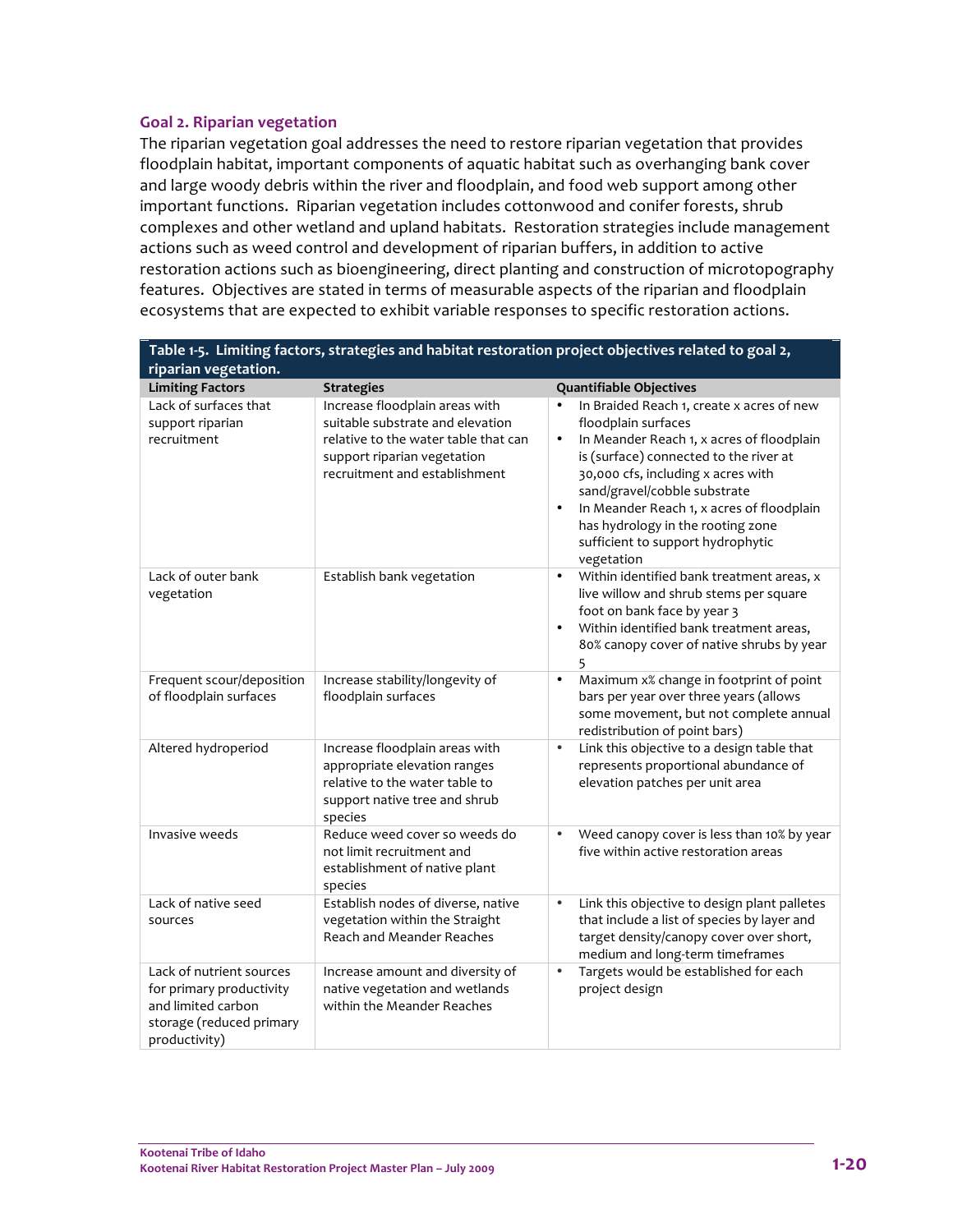### Goal 2. Riparian vegetation

The riparian vegetation goal addresses the need to restore riparian vegetation that provides floodplain habitat, important components of aquatic habitat such as overhanging bank cover and large woody debris within the river and floodplain, and food web support among other important functions. Riparian vegetation includes cottonwood and conifer forests, shrub complexes and other wetland and upland habitats. Restoration strategies include management actions such as weed control and development of riparian buffers, in addition to active restoration actions such as bioengineering, direct planting and construction of microtopography features. Objectives are stated in terms of measurable aspects of the riparian and floodplain ecosystems that are expected to exhibit variable responses to specific restoration actions.

**Table 1-5. Limiting factors, strategies and habitat restoration project objectives related to goal 2, riparian vegetation.**

| Limiting Factors | Strategies | Quantifiable Objectives |
|---|---|---|
| Lack of surfaces that support riparian recruitment | Increase floodplain areas with suitable substrate and elevation relative to the water table that can support riparian vegetation recruitment and establishment | • In Braided Reach 1, create x acres of new floodplain surfaces<br>• In Meander Reach 1, x acres of floodplain is (surface) connected to the river at 30,000 cfs, including x acres with sand/gravel/cobble substrate<br>• In Meander Reach 1, x acres of floodplain has hydrology in the rooting zone sufficient to support hydrophytic vegetation |
| Lack of outer bank vegetation | Establish bank vegetation | • Within identified bank treatment areas, x live willow and shrub stems per square foot on bank face by year 3<br>• Within identified bank treatment areas, 80% canopy cover of native shrubs by year 5 |
| Frequent scour/deposition of floodplain surfaces | Increase stability/longevity of floodplain surfaces | • Maximum x% change in footprint of point bars per year over three years (allows some movement, but not complete annual redistribution of point bars) |
| Altered hydroperiod | Increase floodplain areas with appropriate elevation ranges relative to the water table to support native tree and shrub species | • Link this objective to a design table that represents proportional abundance of elevation patches per unit area |
| Invasive weeds | Reduce weed cover so weeds do not limit recruitment and establishment of native plant species | • Weed canopy cover is less than 10% by year five within active restoration areas |
| Lack of native seed sources | Establish nodes of diverse, native vegetation within the Straight Reach and Meander Reaches | • Link this objective to design plant palletes that include a list of species by layer and target density/canopy cover over short, medium and long-term timeframes |
| Lack of nutrient sources for primary productivity and limited carbon storage (reduced primary productivity) | Increase amount and diversity of native vegetation and wetlands within the Meander Reaches | • Targets would be established for each project design |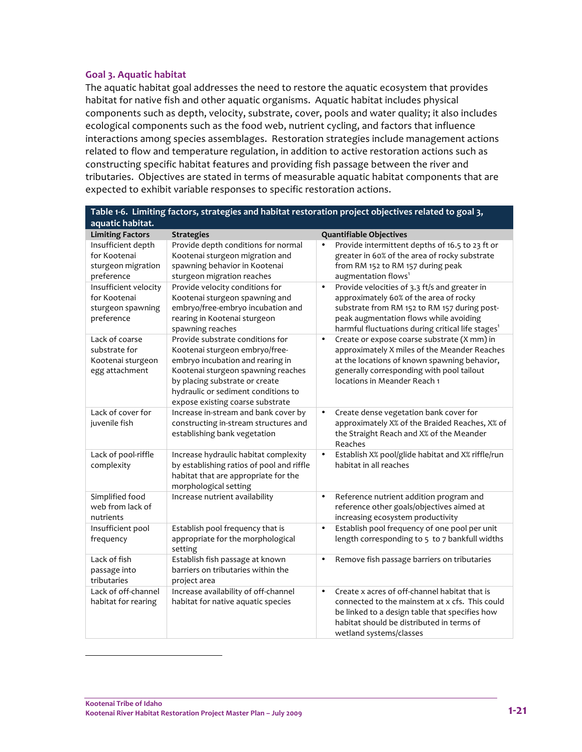### Goal 3. Aquatic habitat

The aquatic habitat goal addresses the need to restore the aquatic ecosystem that provides habitat for native fish and other aquatic organisms. Aquatic habitat includes physical components such as depth, velocity, substrate, cover, pools and water quality; it also includes ecological components such as the food web, nutrient cycling, and factors that influence interactions among species assemblages. Restoration strategies include management actions related to flow and temperature regulation, in addition to active restoration actions such as constructing specific habitat features and providing fish passage between the river and tributaries. Objectives are stated in terms of measurable aquatic habitat components that are expected to exhibit variable responses to specific restoration actions.

**Table 1-6. Limiting factors, strategies and habitat restoration project objectives related to goal 3, aquatic habitat.**

| Limiting Factors | Strategies | Quantifiable Objectives |
|---|---|---|
| Insufficient depth for Kootenai sturgeon migration preference | Provide depth conditions for normal Kootenai sturgeon migration and spawning behavior in Kootenai sturgeon migration reaches | • Provide intermittent depths of 16.5 to 23 ft or greater in 60% of the area of rocky substrate from RM 152 to RM 157 during peak augmentation flows[1] |
| Insufficient velocity for Kootenai sturgeon spawning preference | Provide velocity conditions for Kootenai sturgeon spawning and embryo/free-embryo incubation and rearing in Kootenai sturgeon spawning reaches | • Provide velocities of 3.3 ft/s and greater in approximately 60% of the area of rocky substrate from RM 152 to RM 157 during post-peak augmentation flows while avoiding harmful fluctuations during critical life stages[1] |
| Lack of coarse substrate for Kootenai sturgeon egg attachment | Provide substrate conditions for Kootenai sturgeon embryo/free-embryo incubation and rearing in Kootenai sturgeon spawning reaches by placing substrate or create hydraulic or sediment conditions to expose existing coarse substrate | • Create or expose coarse substrate (X mm) in approximately X miles of the Meander Reaches at the locations of known spawning behavior, generally corresponding with pool tailout locations in Meander Reach 1 |
| Lack of cover for juvenile fish | Increase in-stream and bank cover by constructing in-stream structures and establishing bank vegetation | • Create dense vegetation bank cover for approximately X% of the Braided Reaches, X% of the Straight Reach and X% of the Meander Reaches |
| Lack of pool-riffle complexity | Increase hydraulic habitat complexity by establishing ratios of pool and riffle habitat that are appropriate for the morphological setting | • Establish X% pool/glide habitat and X% riffle/run habitat in all reaches |
| Simplified food web from lack of nutrients | Increase nutrient availability | • Reference nutrient addition program and reference other goals/objectives aimed at increasing ecosystem productivity |
| Insufficient pool frequency | Establish pool frequency that is appropriate for the morphological setting | • Establish pool frequency of one pool per unit length corresponding to 5 to 7 bankfull widths |
| Lack of fish passage into tributaries | Establish fish passage at known barriers on tributaries within the project area | • Remove fish passage barriers on tributaries |
| Lack of off-channel habitat for rearing | Increase availability of off-channel habitat for native aquatic species | • Create x acres of off-channel habitat that is connected to the mainstem at x cfs. This could be linked to a design table that specifies how habitat should be distributed in terms of wetland systems/classes |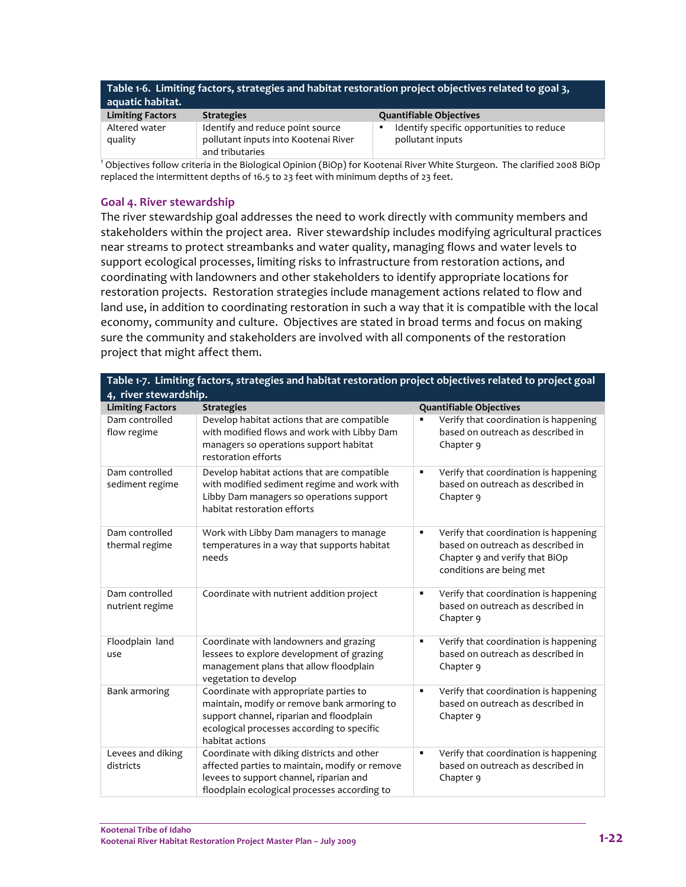**Table 1-6. Limiting factors, strategies and habitat restoration project objectives related to goal 3, aquatic habitat.**

| Limiting Factors | Strategies | Quantifiable Objectives |
|---|---|---|
| Altered water quality | Identify and reduce point source pollutant inputs into Kootenai River and tributaries | • Identify specific opportunities to reduce pollutant inputs |

[1] Objectives follow criteria in the Biological Opinion (BiOp) for Kootenai River White Sturgeon. The clarified 2008 BiOp replaced the intermittent depths of 16.5 to 23 feet with minimum depths of 23 feet.

### Goal 4. River stewardship

The river stewardship goal addresses the need to work directly with community members and stakeholders within the project area. River stewardship includes modifying agricultural practices near streams to protect streambanks and water quality, managing flows and water levels to support ecological processes, limiting risks to infrastructure from restoration actions, and coordinating with landowners and other stakeholders to identify appropriate locations for restoration projects. Restoration strategies include management actions related to flow and land use, in addition to coordinating restoration in such a way that it is compatible with the local economy, community and culture. Objectives are stated in broad terms and focus on making sure the community and stakeholders are involved with all components of the restoration project that might affect them.

**Table 1-7. Limiting factors, strategies and habitat restoration project objectives related to project goal 4, river stewardship.**

| Limiting Factors | Strategies | Quantifiable Objectives |
|---|---|---|
| Dam controlled flow regime | Develop habitat actions that are compatible with modified flows and work with Libby Dam managers so operations support habitat restoration efforts | ▪ Verify that coordination is happening based on outreach as described in Chapter 9 |
| Dam controlled sediment regime | Develop habitat actions that are compatible with modified sediment regime and work with Libby Dam managers so operations support habitat restoration efforts | ▪ Verify that coordination is happening based on outreach as described in Chapter 9 |
| Dam controlled thermal regime | Work with Libby Dam managers to manage temperatures in a way that supports habitat needs | ▪ Verify that coordination is happening based on outreach as described in Chapter 9 and verify that BiOp conditions are being met |
| Dam controlled nutrient regime | Coordinate with nutrient addition project | ▪ Verify that coordination is happening based on outreach as described in Chapter 9 |
| Floodplain land use | Coordinate with landowners and grazing lessees to explore development of grazing management plans that allow floodplain vegetation to develop | ▪ Verify that coordination is happening based on outreach as described in Chapter 9 |
| Bank armoring | Coordinate with appropriate parties to maintain, modify or remove bank armoring to support channel, riparian and floodplain ecological processes according to specific habitat actions | ▪ Verify that coordination is happening based on outreach as described in Chapter 9 |
| Levees and diking districts | Coordinate with diking districts and other affected parties to maintain, modify or remove levees to support channel, riparian and floodplain ecological processes according to | ▪ Verify that coordination is happening based on outreach as described in Chapter 9 |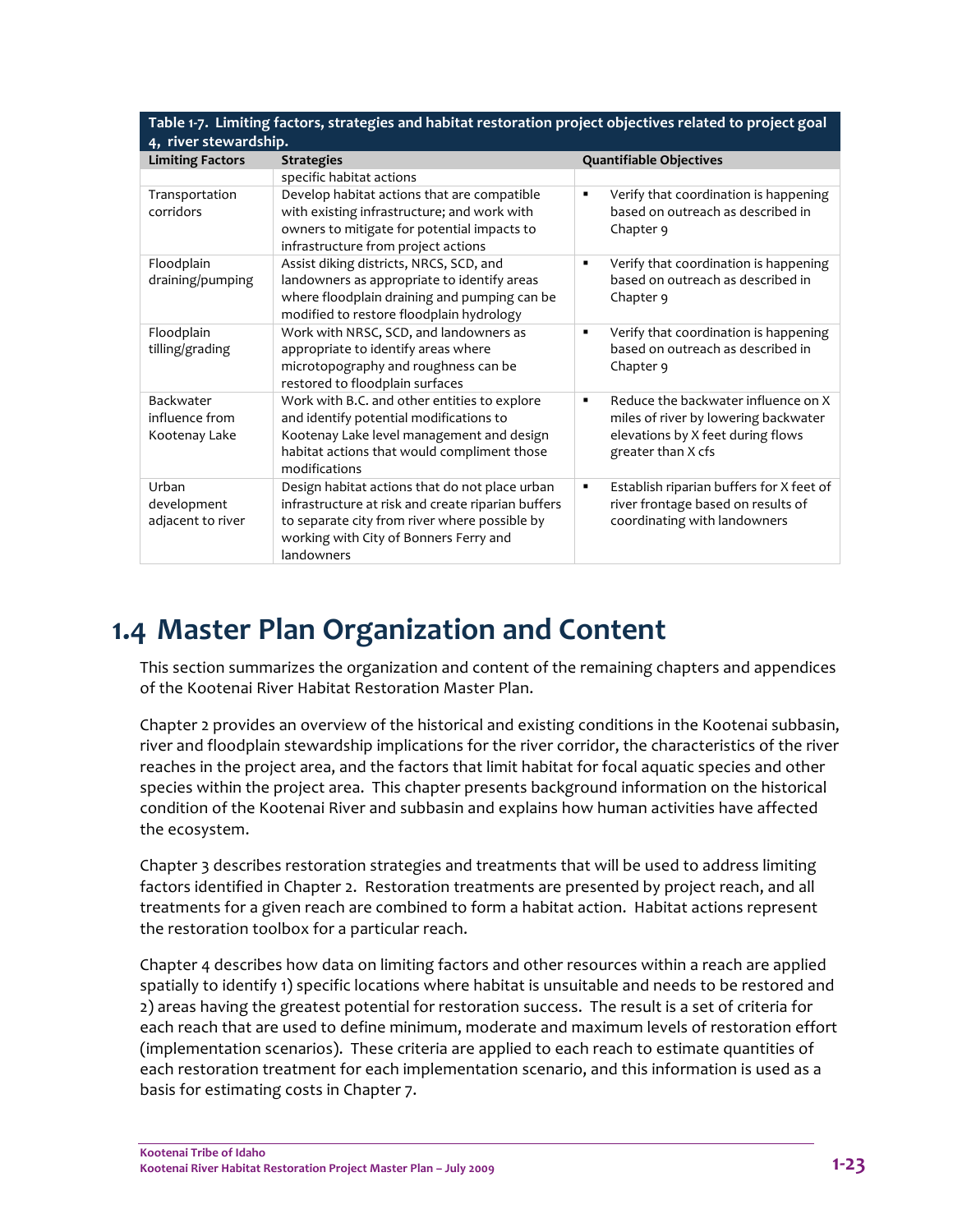**Table 1-7. Limiting factors, strategies and habitat restoration project objectives related to project goal 4, river stewardship.**

| Limiting Factors | Strategies | Quantifiable Objectives |
|---|---|---|
| | specific habitat actions | |
| Transportation corridors | Develop habitat actions that are compatible with existing infrastructure; and work with owners to mitigate for potential impacts to infrastructure from project actions | ▪ Verify that coordination is happening based on outreach as described in Chapter 9 |
| Floodplain draining/pumping | Assist diking districts, NRCS, SCD, and landowners as appropriate to identify areas where floodplain draining and pumping can be modified to restore floodplain hydrology | ▪ Verify that coordination is happening based on outreach as described in Chapter 9 |
| Floodplain tilling/grading | Work with NRSC, SCD, and landowners as appropriate to identify areas where microtopography and roughness can be restored to floodplain surfaces | ▪ Verify that coordination is happening based on outreach as described in Chapter 9 |
| Backwater influence from Kootenay Lake | Work with B.C. and other entities to explore and identify potential modifications to Kootenay Lake level management and design habitat actions that would compliment those modifications | ▪ Reduce the backwater influence on X miles of river by lowering backwater elevations by X feet during flows greater than X cfs |
| Urban development adjacent to river | Design habitat actions that do not place urban infrastructure at risk and create riparian buffers to separate city from river where possible by working with City of Bonners Ferry and landowners | ▪ Establish riparian buffers for X feet of river frontage based on results of coordinating with landowners |

## 1.4 Master Plan Organization and Content

This section summarizes the organization and content of the remaining chapters and appendices of the Kootenai River Habitat Restoration Master Plan.

Chapter 2 provides an overview of the historical and existing conditions in the Kootenai subbasin, river and floodplain stewardship implications for the river corridor, the characteristics of the river reaches in the project area, and the factors that limit habitat for focal aquatic species and other species within the project area. This chapter presents background information on the historical condition of the Kootenai River and subbasin and explains how human activities have affected the ecosystem.

Chapter 3 describes restoration strategies and treatments that will be used to address limiting factors identified in Chapter 2. Restoration treatments are presented by project reach, and all treatments for a given reach are combined to form a habitat action. Habitat actions represent the restoration toolbox for a particular reach.

Chapter 4 describes how data on limiting factors and other resources within a reach are applied spatially to identify 1) specific locations where habitat is unsuitable and needs to be restored and 2) areas having the greatest potential for restoration success. The result is a set of criteria for each reach that are used to define minimum, moderate and maximum levels of restoration effort (implementation scenarios). These criteria are applied to each reach to estimate quantities of each restoration treatment for each implementation scenario, and this information is used as a basis for estimating costs in Chapter 7.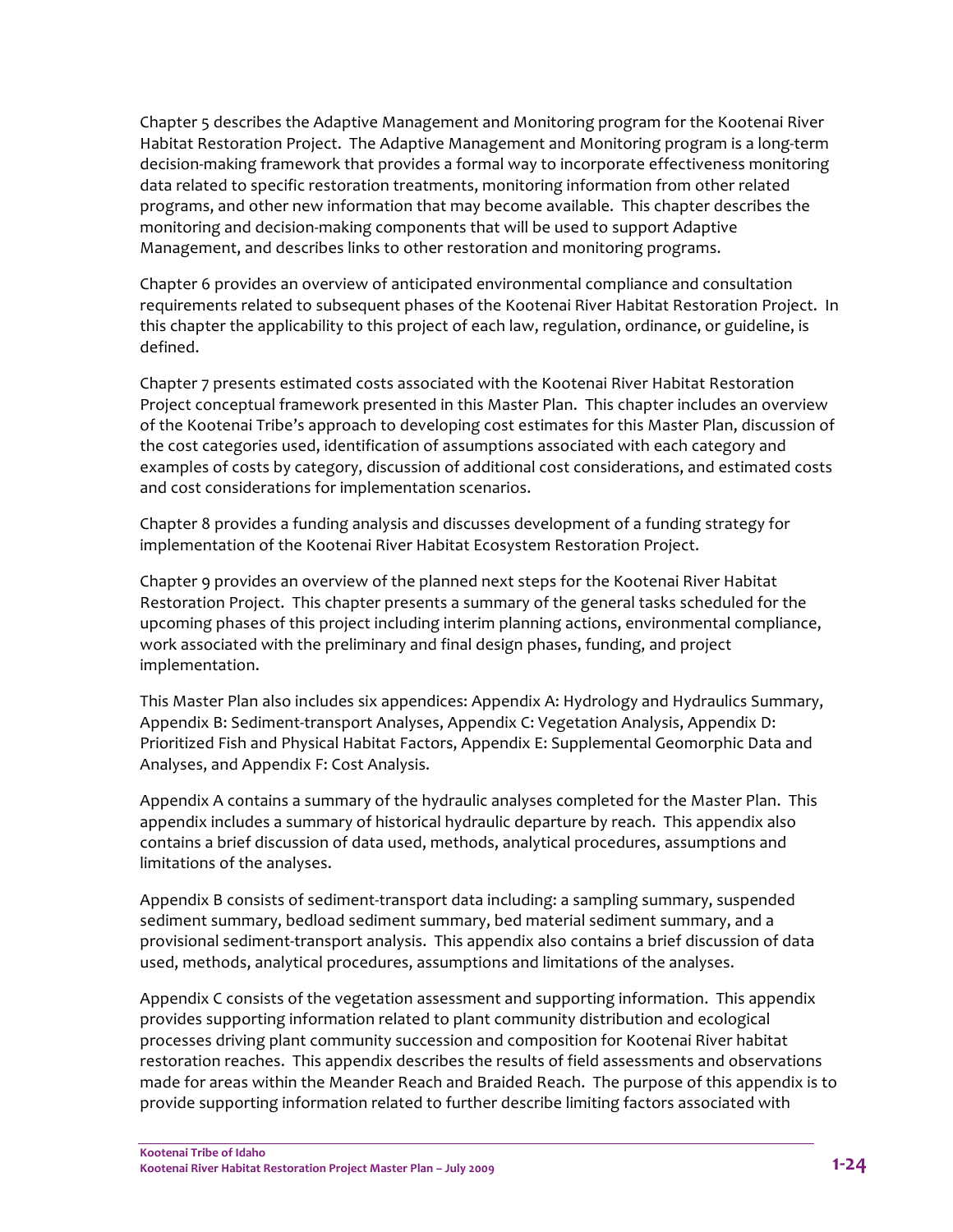Chapter 5 describes the Adaptive Management and Monitoring program for the Kootenai River Habitat Restoration Project. The Adaptive Management and Monitoring program is a long-term decision-making framework that provides a formal way to incorporate effectiveness monitoring data related to specific restoration treatments, monitoring information from other related programs, and other new information that may become available. This chapter describes the monitoring and decision-making components that will be used to support Adaptive Management, and describes links to other restoration and monitoring programs.

Chapter 6 provides an overview of anticipated environmental compliance and consultation requirements related to subsequent phases of the Kootenai River Habitat Restoration Project. In this chapter the applicability to this project of each law, regulation, ordinance, or guideline, is defined.

Chapter 7 presents estimated costs associated with the Kootenai River Habitat Restoration Project conceptual framework presented in this Master Plan. This chapter includes an overview of the Kootenai Tribe's approach to developing cost estimates for this Master Plan, discussion of the cost categories used, identification of assumptions associated with each category and examples of costs by category, discussion of additional cost considerations, and estimated costs and cost considerations for implementation scenarios.

Chapter 8 provides a funding analysis and discusses development of a funding strategy for implementation of the Kootenai River Habitat Ecosystem Restoration Project.

Chapter 9 provides an overview of the planned next steps for the Kootenai River Habitat Restoration Project. This chapter presents a summary of the general tasks scheduled for the upcoming phases of this project including interim planning actions, environmental compliance, work associated with the preliminary and final design phases, funding, and project implementation.

This Master Plan also includes six appendices: Appendix A: Hydrology and Hydraulics Summary, Appendix B: Sediment-transport Analyses, Appendix C: Vegetation Analysis, Appendix D: Prioritized Fish and Physical Habitat Factors, Appendix E: Supplemental Geomorphic Data and Analyses, and Appendix F: Cost Analysis.

Appendix A contains a summary of the hydraulic analyses completed for the Master Plan. This appendix includes a summary of historical hydraulic departure by reach. This appendix also contains a brief discussion of data used, methods, analytical procedures, assumptions and limitations of the analyses.

Appendix B consists of sediment-transport data including: a sampling summary, suspended sediment summary, bedload sediment summary, bed material sediment summary, and a provisional sediment-transport analysis. This appendix also contains a brief discussion of data used, methods, analytical procedures, assumptions and limitations of the analyses.

Appendix C consists of the vegetation assessment and supporting information. This appendix provides supporting information related to plant community distribution and ecological processes driving plant community succession and composition for Kootenai River habitat restoration reaches. This appendix describes the results of field assessments and observations made for areas within the Meander Reach and Braided Reach. The purpose of this appendix is to provide supporting information related to further describe limiting factors associated with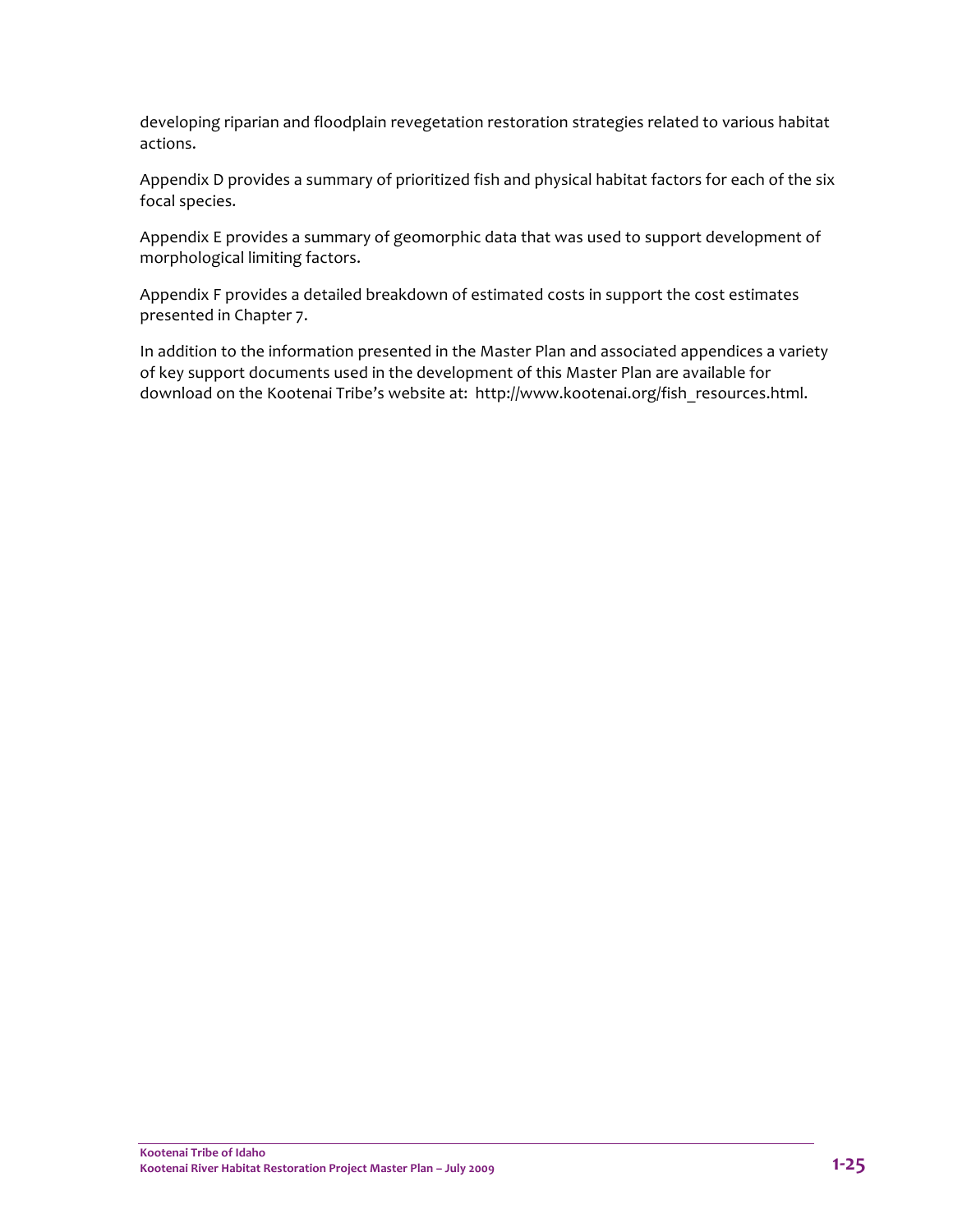developing riparian and floodplain revegetation restoration strategies related to various habitat actions.

Appendix D provides a summary of prioritized fish and physical habitat factors for each of the six focal species.

Appendix E provides a summary of geomorphic data that was used to support development of morphological limiting factors.

Appendix F provides a detailed breakdown of estimated costs in support the cost estimates presented in Chapter 7.

In addition to the information presented in the Master Plan and associated appendices a variety of key support documents used in the development of this Master Plan are available for download on the Kootenai Tribe's website at: http://www.kootenai.org/fish_resources.html.